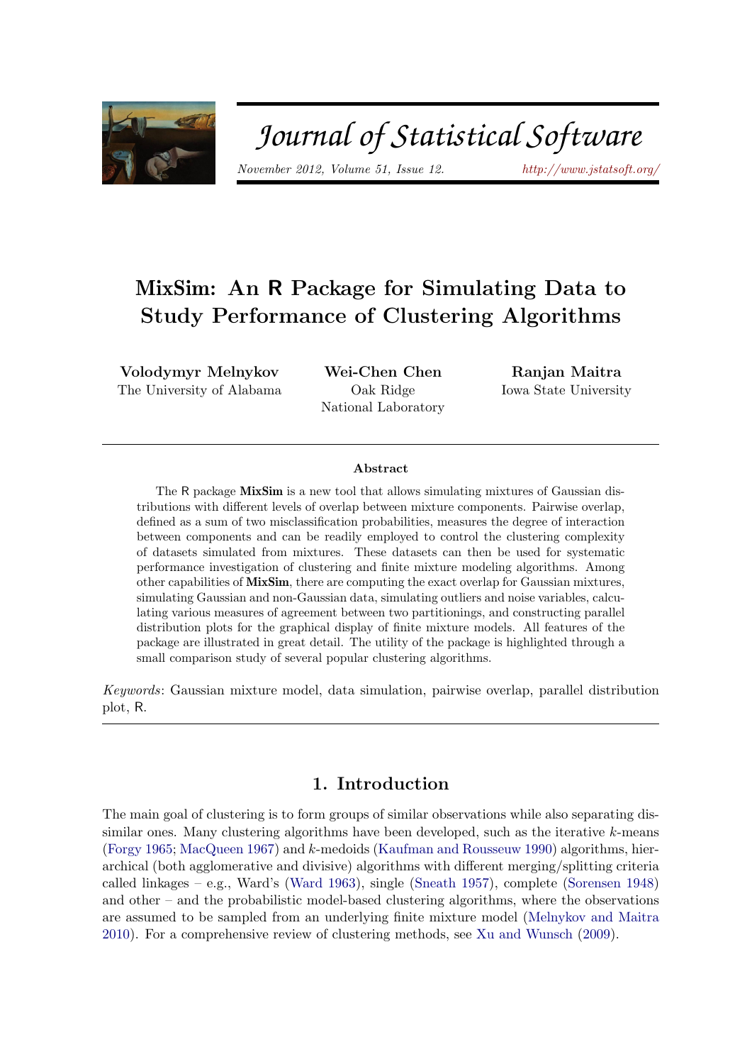# MixSim: An R Package for Simulating Data to Study Performance of Clustering Algorithms

**Volodymyr Melnykov**
The University of Alabama

**Wei-Chen Chen**
Oak Ridge National Laboratory

**Ranjan Maitra**
Iowa State University

### Abstract

The R package **MixSim** is a new tool that allows simulating mixtures of Gaussian distributions with different levels of overlap between mixture components. Pairwise overlap, defined as a sum of two misclassification probabilities, measures the degree of interaction between components and can be readily employed to control the clustering complexity of datasets simulated from mixtures. These datasets can then be used for systematic performance investigation of clustering and finite mixture modeling algorithms. Among other capabilities of **MixSim**, there are computing the exact overlap for Gaussian mixtures, simulating Gaussian and non-Gaussian data, simulating outliers and noise variables, calculating various measures of agreement between two partitionings, and constructing parallel distribution plots for the graphical display of finite mixture models. All features of the package are illustrated in great detail. The utility of the package is highlighted through a small comparison study of several popular clustering algorithms.

*Keywords*: Gaussian mixture model, data simulation, pairwise overlap, parallel distribution plot, R.

## 1. Introduction

The main goal of clustering is to form groups of similar observations while also separating dissimilar ones. Many clustering algorithms have been developed, such as the iterative $k$-means (Forgy 1965; MacQueen 1967) and $k$-medoids (Kaufman and Rousseuw 1990) algorithms, hierarchical (both agglomerative and divisive) algorithms with different merging/splitting criteria called linkages – e.g., Ward's (Ward 1963), single (Sneath 1957), complete (Sorensen 1948) and other – and the probabilistic model-based clustering algorithms, where the observations are assumed to be sampled from an underlying finite mixture model (Melnykov and Maitra 2010). For a comprehensive review of clustering methods, see Xu and Wunsch (2009).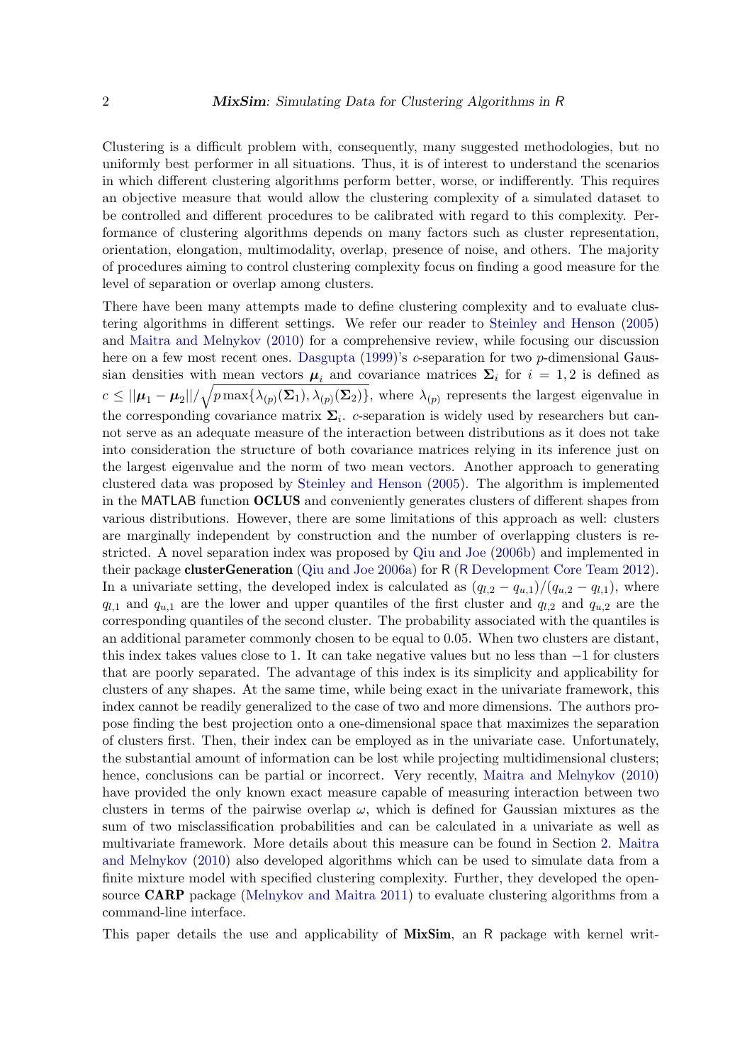Clustering is a difficult problem with, consequently, many suggested methodologies, but no uniformly best performer in all situations. Thus, it is of interest to understand the scenarios in which different clustering algorithms perform better, worse, or indifferently. This requires an objective measure that would allow the clustering complexity of a simulated dataset to be controlled and different procedures to be calibrated with regard to this complexity. Performance of clustering algorithms depends on many factors such as cluster representation, orientation, elongation, multimodality, overlap, presence of noise, and others. The majority of procedures aiming to control clustering complexity focus on finding a good measure for the level of separation or overlap among clusters.

There have been many attempts made to define clustering complexity and to evaluate clustering algorithms in different settings. We refer our reader to Steinley and Henson (2005) and Maitra and Melnykov (2010) for a comprehensive review, while focusing our discussion here on a few most recent ones. Dasgupta (1999)'s $c$-separation for two $p$-dimensional Gaussian densities with mean vectors $\boldsymbol{\mu}_i$ and covariance matrices $\boldsymbol{\Sigma}_i$ for $i = 1, 2$ is defined as $c \leq ||\boldsymbol{\mu}_1 - \boldsymbol{\mu}_2||/\sqrt{p \max\{\lambda_{(p)}(\boldsymbol{\Sigma}_1), \lambda_{(p)}(\boldsymbol{\Sigma}_2)\}}$, where $\lambda_{(p)}$ represents the largest eigenvalue in the corresponding covariance matrix $\boldsymbol{\Sigma}_i$. $c$-separation is widely used by researchers but cannot serve as an adequate measure of the interaction between distributions as it does not take into consideration the structure of both covariance matrices relying in its inference just on the largest eigenvalue and the norm of two mean vectors. Another approach to generating clustered data was proposed by Steinley and Henson (2005). The algorithm is implemented in the MATLAB function **OCLUS** and conveniently generates clusters of different shapes from various distributions. However, there are some limitations of this approach as well: clusters are marginally independent by construction and the number of overlapping clusters is restricted. A novel separation index was proposed by Qiu and Joe (2006b) and implemented in their package **clusterGeneration** (Qiu and Joe 2006a) for R (R Development Core Team 2012). In a univariate setting, the developed index is calculated as $(q_{l,2} - q_{u,1})/(q_{u,2} - q_{l,1})$, where $q_{l,1}$ and $q_{u,1}$ are the lower and upper quantiles of the first cluster and $q_{l,2}$ and $q_{u,2}$ are the corresponding quantiles of the second cluster. The probability associated with the quantiles is an additional parameter commonly chosen to be equal to 0.05. When two clusters are distant, this index takes values close to 1. It can take negative values but no less than $-1$ for clusters that are poorly separated. The advantage of this index is its simplicity and applicability for clusters of any shapes. At the same time, while being exact in the univariate framework, this index cannot be readily generalized to the case of two and more dimensions. The authors propose finding the best projection onto a one-dimensional space that maximizes the separation of clusters first. Then, their index can be employed as in the univariate case. Unfortunately, the substantial amount of information can be lost while projecting multidimensional clusters; hence, conclusions can be partial or incorrect. Very recently, Maitra and Melnykov (2010) have provided the only known exact measure capable of measuring interaction between two clusters in terms of the pairwise overlap $\omega$, which is defined for Gaussian mixtures as the sum of two misclassification probabilities and can be calculated in a univariate as well as multivariate framework. More details about this measure can be found in Section 2. Maitra and Melnykov (2010) also developed algorithms which can be used to simulate data from a finite mixture model with specified clustering complexity. Further, they developed the open-source **CARP** package (Melnykov and Maitra 2011) to evaluate clustering algorithms from a command-line interface.

This paper details the use and applicability of **MixSim**, an R package with kernel writ-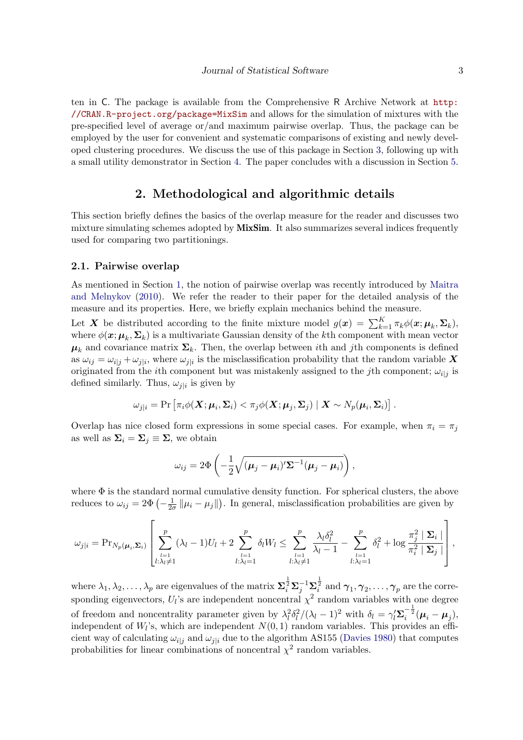ten in C. The package is available from the Comprehensive R Archive Network at http://CRAN.R-project.org/package=MixSim and allows for the simulation of mixtures with the pre-specified level of average or/and maximum pairwise overlap. Thus, the package can be employed by the user for convenient and systematic comparisons of existing and newly developed clustering procedures. We discuss the use of this package in Section 3, following up with a small utility demonstrator in Section 4. The paper concludes with a discussion in Section 5.

## 2. Methodological and algorithmic details

This section briefly defines the basics of the overlap measure for the reader and discusses two mixture simulating schemes adopted by **MixSim**. It also summarizes several indices frequently used for comparing two partitionings.

### 2.1. Pairwise overlap

As mentioned in Section 1, the notion of pairwise overlap was recently introduced by Maitra and Melnykov (2010). We refer the reader to their paper for the detailed analysis of the measure and its properties. Here, we briefly explain mechanics behind the measure.

Let $\boldsymbol{X}$ be distributed according to the finite mixture model $g(\boldsymbol{x}) = \sum_{k=1}^{K} \pi_k \phi(\boldsymbol{x}; \boldsymbol{\mu}_k, \boldsymbol{\Sigma}_k)$, where $\phi(\boldsymbol{x}; \boldsymbol{\mu}_k, \boldsymbol{\Sigma}_k)$ is a multivariate Gaussian density of the $k$th component with mean vector $\boldsymbol{\mu}_k$ and covariance matrix $\boldsymbol{\Sigma}_k$. Then, the overlap between $i$th and $j$th components is defined as $\omega_{ij} = \omega_{i|j} + \omega_{j|i}$, where $\omega_{j|i}$ is the misclassification probability that the random variable $\boldsymbol{X}$ originated from the $i$th component but was mistakenly assigned to the $j$th component; $\omega_{i|j}$ is defined similarly. Thus, $\omega_{j|i}$ is given by

$$\omega_{j|i} = \Pr\left[\pi_i \phi(\boldsymbol{X}; \boldsymbol{\mu}_i, \boldsymbol{\Sigma}_i) < \pi_j \phi(\boldsymbol{X}; \boldsymbol{\mu}_j, \boldsymbol{\Sigma}_j) \mid \boldsymbol{X} \sim N_p(\boldsymbol{\mu}_i, \boldsymbol{\Sigma}_i)\right].$$

Overlap has nice closed form expressions in some special cases. For example, when $\pi_i = \pi_j$ as well as $\boldsymbol{\Sigma}_i = \boldsymbol{\Sigma}_j \equiv \boldsymbol{\Sigma}$, we obtain

$$\omega_{ij} = 2\Phi\left(-\frac{1}{2}\sqrt{(\boldsymbol{\mu}_j - \boldsymbol{\mu}_i)'\boldsymbol{\Sigma}^{-1}(\boldsymbol{\mu}_j - \boldsymbol{\mu}_i)}\right),$$

where $\Phi$ is the standard normal cumulative density function. For spherical clusters, the above reduces to $\omega_{ij} = 2\Phi\left(-\frac{1}{2\sigma}\|\mu_i - \mu_j\|\right)$. In general, misclassification probabilities are given by

$$\omega_{j|i} = \Pr_{N_p(\boldsymbol{\mu}_i, \boldsymbol{\Sigma}_i)}\left[\sum_{\substack{l=1 \\ l:\lambda_l \neq 1}}^{p} (\lambda_l - 1)U_l + 2\sum_{\substack{l=1 \\ l:\lambda_l = 1}}^{p} \delta_l W_l \leq \sum_{\substack{l=1 \\ l:\lambda_l \neq 1}}^{p} \frac{\lambda_l \delta_l^2}{\lambda_l - 1} - \sum_{\substack{l=1 \\ l:\lambda_l = 1}}^{p} \delta_l^2 + \log\frac{\pi_j^2 \mid \boldsymbol{\Sigma}_i \mid}{\pi_i^2 \mid \boldsymbol{\Sigma}_j \mid}\right],$$

where $\lambda_1, \lambda_2, \ldots, \lambda_p$ are eigenvalues of the matrix $\boldsymbol{\Sigma}_i^{\frac{1}{2}}\boldsymbol{\Sigma}_j^{-1}\boldsymbol{\Sigma}_i^{\frac{1}{2}}$ and $\boldsymbol{\gamma}_1, \boldsymbol{\gamma}_2, \ldots, \boldsymbol{\gamma}_p$ are the corresponding eigenvectors, $U_l$'s are independent noncentral $\chi^2$ random variables with one degree of freedom and noncentrality parameter given by $\lambda_l^2\delta_l^2/(\lambda_l - 1)^2$ with $\delta_l = \boldsymbol{\gamma}_l'\boldsymbol{\Sigma}_i^{-\frac{1}{2}}(\boldsymbol{\mu}_i - \boldsymbol{\mu}_j)$, independent of $W_l$'s, which are independent $N(0, 1)$ random variables. This provides an efficient way of calculating $\omega_{i|j}$ and $\omega_{j|i}$ due to the algorithm AS155 (Davies 1980) that computes probabilities for linear combinations of noncentral $\chi^2$ random variables.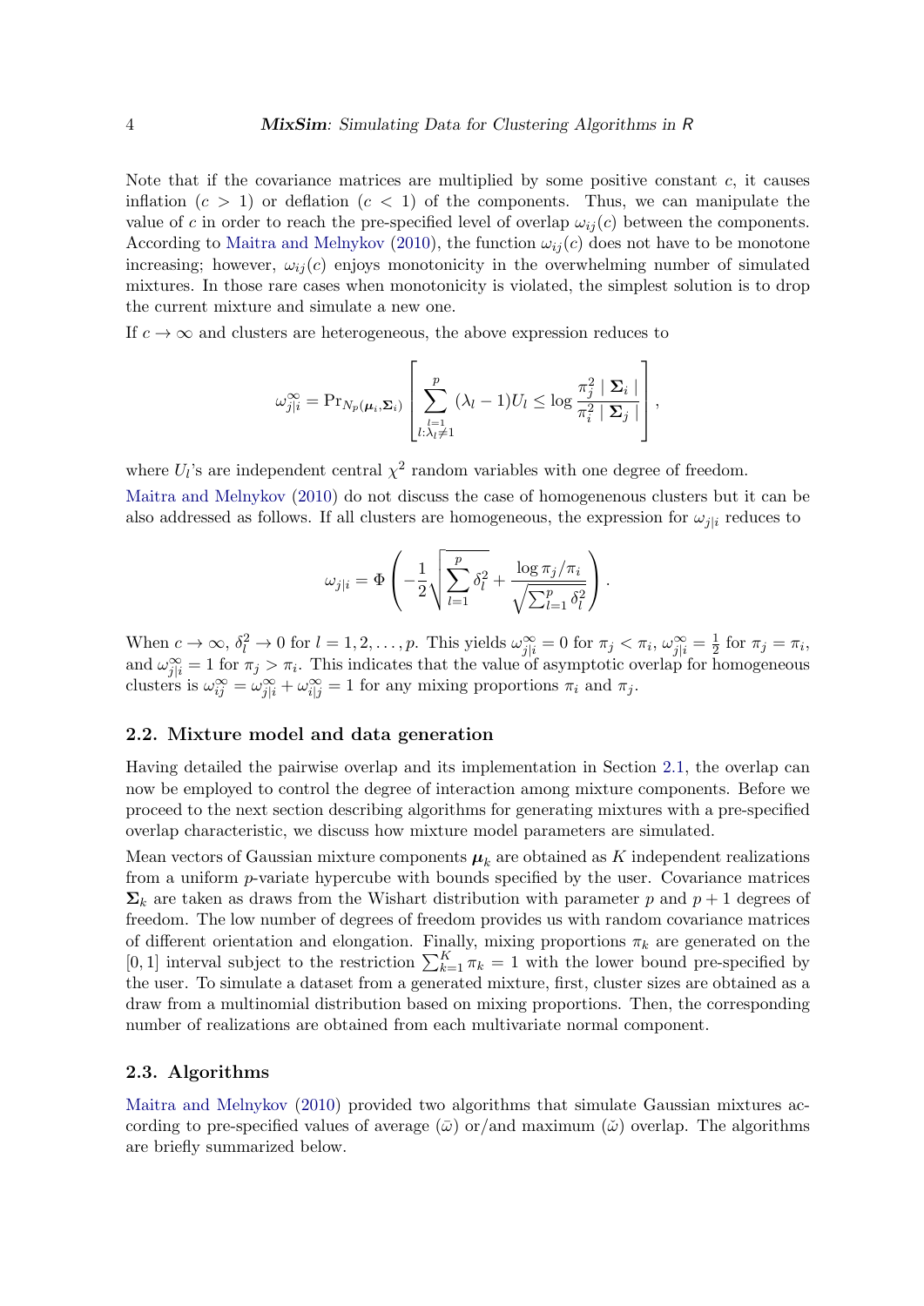Note that if the covariance matrices are multiplied by some positive constant $c$, it causes inflation ($c > 1$) or deflation ($c < 1$) of the components. Thus, we can manipulate the value of $c$ in order to reach the pre-specified level of overlap $\omega_{ij}(c)$ between the components. According to Maitra and Melnykov (2010), the function $\omega_{ij}(c)$ does not have to be monotone increasing; however, $\omega_{ij}(c)$ enjoys monotonicity in the overwhelming number of simulated mixtures. In those rare cases when monotonicity is violated, the simplest solution is to drop the current mixture and simulate a new one.

If $c \to \infty$ and clusters are heterogeneous, the above expression reduces to

$$\omega_{j|i}^{\infty} = \Pr_{N_p(\boldsymbol{\mu}_i, \boldsymbol{\Sigma}_i)}\left[\sum_{\substack{l=1\\ l:\lambda_l \neq 1}}^{p} (\lambda_l - 1)U_l \leq \log \frac{\pi_j^2 \mid \boldsymbol{\Sigma}_i \mid}{\pi_i^2 \mid \boldsymbol{\Sigma}_j \mid}\right],$$

where $U_l$'s are independent central $\chi^2$ random variables with one degree of freedom.

Maitra and Melnykov (2010) do not discuss the case of homogenous clusters but it can be also addressed as follows. If all clusters are homogeneous, the expression for $\omega_{j|i}$ reduces to

$$\omega_{j|i} = \Phi\left(-\frac{1}{2}\sqrt{\sum_{l=1}^{p}\delta_l^2} + \frac{\log \pi_j/\pi_i}{\sqrt{\sum_{l=1}^{p}\delta_l^2}}\right).$$

When $c \to \infty$, $\delta_l^2 \to 0$ for $l = 1, 2, \ldots, p$. This yields $\omega_{j|i}^{\infty} = 0$ for $\pi_j < \pi_i$, $\omega_{j|i}^{\infty} = \frac{1}{2}$ for $\pi_j = \pi_i$, and $\omega_{j|i}^{\infty} = 1$ for $\pi_j > \pi_i$. This indicates that the value of asymptotic overlap for homogeneous clusters is $\omega_{ij}^{\infty} = \omega_{j|i}^{\infty} + \omega_{i|j}^{\infty} = 1$ for any mixing proportions $\pi_i$ and $\pi_j$.

### 2.2. Mixture model and data generation

Having detailed the pairwise overlap and its implementation in Section 2.1, the overlap can now be employed to control the degree of interaction among mixture components. Before we proceed to the next section describing algorithms for generating mixtures with a pre-specified overlap characteristic, we discuss how mixture model parameters are simulated.

Mean vectors of Gaussian mixture components $\boldsymbol{\mu}_k$ are obtained as $K$ independent realizations from a uniform $p$-variate hypercube with bounds specified by the user. Covariance matrices $\boldsymbol{\Sigma}_k$ are taken as draws from the Wishart distribution with parameter $p$ and $p+1$ degrees of freedom. The low number of degrees of freedom provides us with random covariance matrices of different orientation and elongation. Finally, mixing proportions $\pi_k$ are generated on the $[0, 1]$ interval subject to the restriction $\sum_{k=1}^{K} \pi_k = 1$ with the lower bound pre-specified by the user. To simulate a dataset from a generated mixture, first, cluster sizes are obtained as a draw from a multinomial distribution based on mixing proportions. Then, the corresponding number of realizations are obtained from each multivariate normal component.

### 2.3. Algorithms

Maitra and Melnykov (2010) provided two algorithms that simulate Gaussian mixtures according to pre-specified values of average ($\bar{\omega}$) or/and maximum ($\check{\omega}$) overlap. The algorithms are briefly summarized below.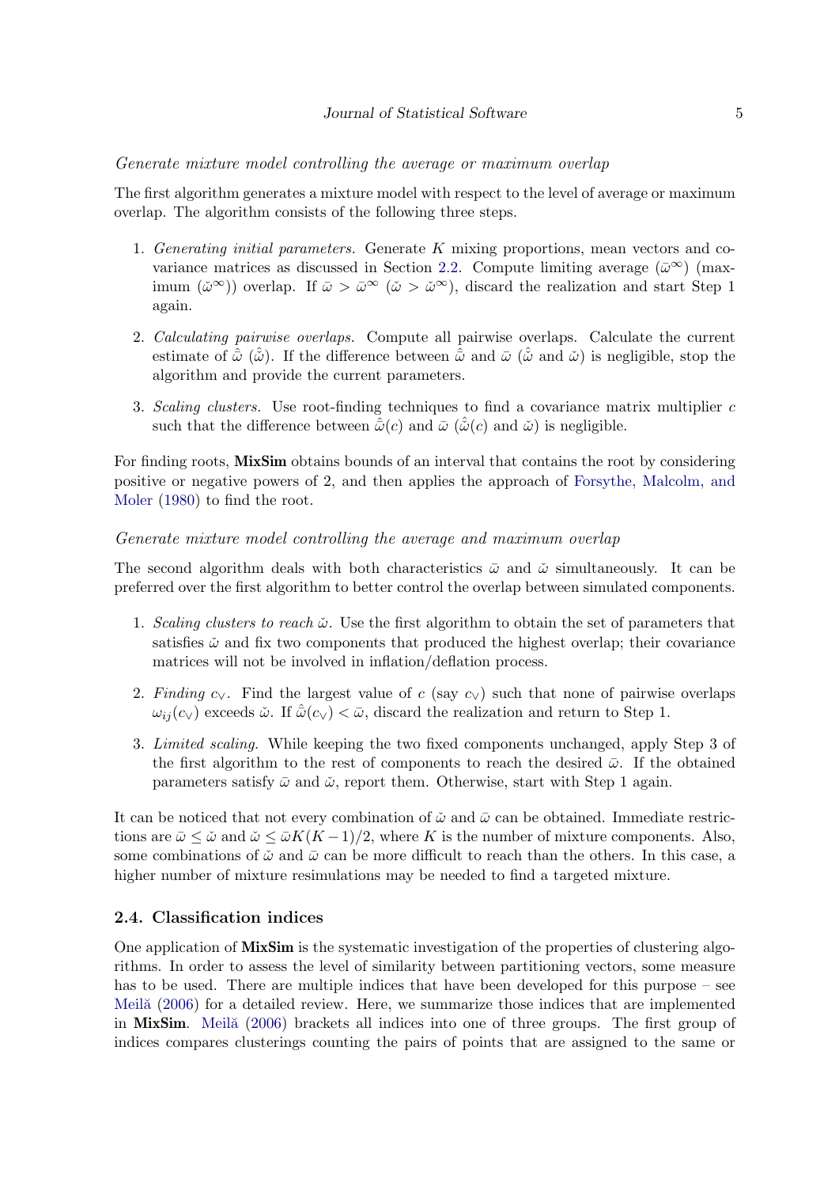*Generate mixture model controlling the average or maximum overlap*

The first algorithm generates a mixture model with respect to the level of average or maximum overlap. The algorithm consists of the following three steps.

1. *Generating initial parameters.* Generate $K$ mixing proportions, mean vectors and covariance matrices as discussed in Section 2.2. Compute limiting average ($\bar{\omega}^{\infty}$) (maximum ($\check{\omega}^{\infty}$)) overlap. If $\bar{\omega} > \bar{\omega}^{\infty}$ ($\check{\omega} > \check{\omega}^{\infty}$), discard the realization and start Step 1 again.

2. *Calculating pairwise overlaps.* Compute all pairwise overlaps. Calculate the current estimate of $\hat{\bar{\omega}}$ ($\hat{\check{\omega}}$). If the difference between $\hat{\bar{\omega}}$ and $\bar{\omega}$ ($\hat{\check{\omega}}$ and $\check{\omega}$) is negligible, stop the algorithm and provide the current parameters.

3. *Scaling clusters.* Use root-finding techniques to find a covariance matrix multiplier $c$ such that the difference between $\hat{\bar{\omega}}(c)$ and $\bar{\omega}$ ($\hat{\check{\omega}}(c)$ and $\check{\omega}$) is negligible.

For finding roots, **MixSim** obtains bounds of an interval that contains the root by considering positive or negative powers of 2, and then applies the approach of Forsythe, Malcolm, and Moler (1980) to find the root.

*Generate mixture model controlling the average and maximum overlap*

The second algorithm deals with both characteristics $\bar{\omega}$ and $\check{\omega}$ simultaneously. It can be preferred over the first algorithm to better control the overlap between simulated components.

1. *Scaling clusters to reach $\check{\omega}$.* Use the first algorithm to obtain the set of parameters that satisfies $\check{\omega}$ and fix two components that produced the highest overlap; their covariance matrices will not be involved in inflation/deflation process.

2. *Finding $c_{\vee}$.* Find the largest value of $c$ (say $c_{\vee}$) such that none of pairwise overlaps $\omega_{ij}(c_{\vee})$ exceeds $\check{\omega}$. If $\hat{\bar{\omega}}(c_{\vee}) < \bar{\omega}$, discard the realization and return to Step 1.

3. *Limited scaling.* While keeping the two fixed components unchanged, apply Step 3 of the first algorithm to the rest of components to reach the desired $\bar{\omega}$. If the obtained parameters satisfy $\bar{\omega}$ and $\check{\omega}$, report them. Otherwise, start with Step 1 again.

It can be noticed that not every combination of $\check{\omega}$ and $\bar{\omega}$ can be obtained. Immediate restrictions are $\bar{\omega} \leq \check{\omega}$ and $\check{\omega} \leq \bar{\omega}K(K-1)/2$, where $K$ is the number of mixture components. Also, some combinations of $\check{\omega}$ and $\bar{\omega}$ can be more difficult to reach than the others. In this case, a higher number of mixture resimulations may be needed to find a targeted mixture.

## 2.4. Classification indices

One application of **MixSim** is the systematic investigation of the properties of clustering algorithms. In order to assess the level of similarity between partitioning vectors, some measure has to be used. There are multiple indices that have been developed for this purpose – see Meilă (2006) for a detailed review. Here, we summarize those indices that are implemented in **MixSim**. Meilă (2006) brackets all indices into one of three groups. The first group of indices compares clusterings counting the pairs of points that are assigned to the same or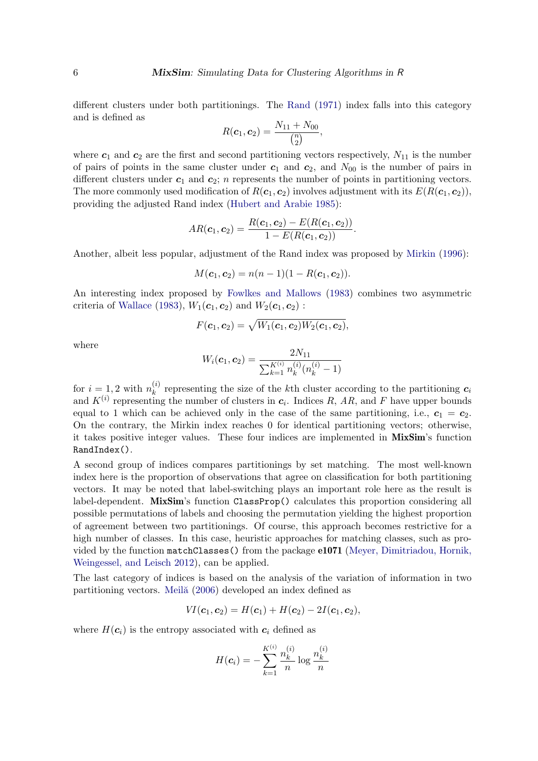different clusters under both partitionings. The Rand (1971) index falls into this category and is defined as

$$R(\boldsymbol{c}_1, \boldsymbol{c}_2) = \frac{N_{11} + N_{00}}{\binom{n}{2}},$$

where $\boldsymbol{c}_1$ and $\boldsymbol{c}_2$ are the first and second partitioning vectors respectively, $N_{11}$ is the number of pairs of points in the same cluster under $\boldsymbol{c}_1$ and $\boldsymbol{c}_2$, and $N_{00}$ is the number of pairs in different clusters under $\boldsymbol{c}_1$ and $\boldsymbol{c}_2$; $n$ represents the number of points in partitioning vectors. The more commonly used modification of $R(\boldsymbol{c}_1, \boldsymbol{c}_2)$ involves adjustment with its $E(R(\boldsymbol{c}_1, \boldsymbol{c}_2))$, providing the adjusted Rand index (Hubert and Arabie 1985):

$$AR(\boldsymbol{c}_1, \boldsymbol{c}_2) = \frac{R(\boldsymbol{c}_1, \boldsymbol{c}_2) - E(R(\boldsymbol{c}_1, \boldsymbol{c}_2))}{1 - E(R(\boldsymbol{c}_1, \boldsymbol{c}_2))}.$$

Another, albeit less popular, adjustment of the Rand index was proposed by Mirkin (1996):

$$M(\boldsymbol{c}_1, \boldsymbol{c}_2) = n(n-1)(1 - R(\boldsymbol{c}_1, \boldsymbol{c}_2)).$$

An interesting index proposed by Fowlkes and Mallows (1983) combines two asymmetric criteria of Wallace (1983), $W_1(\boldsymbol{c}_1, \boldsymbol{c}_2)$ and $W_2(\boldsymbol{c}_1, \boldsymbol{c}_2)$ :

$$F(\boldsymbol{c}_1, \boldsymbol{c}_2) = \sqrt{W_1(\boldsymbol{c}_1, \boldsymbol{c}_2) W_2(\boldsymbol{c}_1, \boldsymbol{c}_2)},$$

where

$$W_i(\boldsymbol{c}_1, \boldsymbol{c}_2) = \frac{2N_{11}}{\sum_{k=1}^{K^{(i)}} n_k^{(i)}(n_k^{(i)} - 1)}$$

for $i = 1, 2$ with $n_k^{(i)}$ representing the size of the $k$th cluster according to the partitioning $\boldsymbol{c}_i$ and $K^{(i)}$ representing the number of clusters in $\boldsymbol{c}_i$. Indices $R$, $AR$, and $F$ have upper bounds equal to 1 which can be achieved only in the case of the same partitioning, i.e., $\boldsymbol{c}_1 = \boldsymbol{c}_2$. On the contrary, the Mirkin index reaches 0 for identical partitioning vectors; otherwise, it takes positive integer values. These four indices are implemented in **MixSim**'s function `RandIndex()`.

A second group of indices compares partitionings by set matching. The most well-known index here is the proportion of observations that agree on classification for both partitioning vectors. It may be noted that label-switching plays an important role here as the result is label-dependent. **MixSim**'s function `ClassProp()` calculates this proportion considering all possible permutations of labels and choosing the permutation yielding the highest proportion of agreement between two partitionings. Of course, this approach becomes restrictive for a high number of classes. In this case, heuristic approaches for matching classes, such as provided by the function `matchClasses()` from the package **e1071** (Meyer, Dimitriadou, Hornik, Weingessel, and Leisch 2012), can be applied.

The last category of indices is based on the analysis of the variation of information in two partitioning vectors. Meilă (2006) developed an index defined as

$$VI(\boldsymbol{c}_1, \boldsymbol{c}_2) = H(\boldsymbol{c}_1) + H(\boldsymbol{c}_2) - 2I(\boldsymbol{c}_1, \boldsymbol{c}_2),$$

where $H(\boldsymbol{c}_i)$ is the entropy associated with $\boldsymbol{c}_i$ defined as

$$H(\boldsymbol{c}_i) = -\sum_{k=1}^{K^{(i)}} \frac{n_k^{(i)}}{n} \log \frac{n_k^{(i)}}{n}$$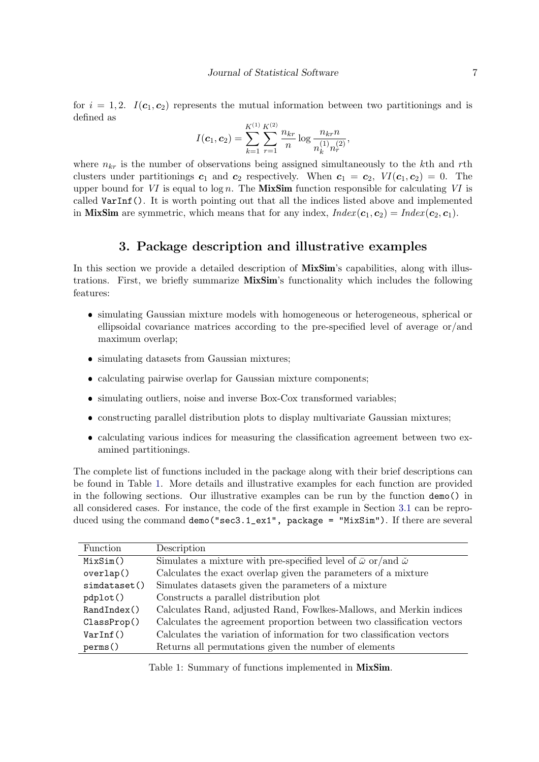for $i = 1, 2$. $I(\boldsymbol{c}_1, \boldsymbol{c}_2)$ represents the mutual information between two partitionings and is defined as

$$I(\boldsymbol{c}_1, \boldsymbol{c}_2) = \sum_{k=1}^{K^{(1)}} \sum_{r=1}^{K^{(2)}} \frac{n_{kr}}{n} \log \frac{n_{kr} n}{n_k^{(1)} n_r^{(2)}},$$

where $n_{kr}$ is the number of observations being assigned simultaneously to the $k$th and $r$th clusters under partitionings $\boldsymbol{c}_1$ and $\boldsymbol{c}_2$ respectively. When $\boldsymbol{c}_1 = \boldsymbol{c}_2$, $VI(\boldsymbol{c}_1, \boldsymbol{c}_2) = 0$. The upper bound for $VI$ is equal to $\log n$. The **MixSim** function responsible for calculating $VI$ is called `VarInf()`. It is worth pointing out that all the indices listed above and implemented in **MixSim** are symmetric, which means that for any index, $Index(\boldsymbol{c}_1, \boldsymbol{c}_2) = Index(\boldsymbol{c}_2, \boldsymbol{c}_1)$.

## 3. Package description and illustrative examples

In this section we provide a detailed description of **MixSim**'s capabilities, along with illustrations. First, we briefly summarize **MixSim**'s functionality which includes the following features:

- simulating Gaussian mixture models with homogeneous or heterogeneous, spherical or ellipsoidal covariance matrices according to the pre-specified level of average or/and maximum overlap;
- simulating datasets from Gaussian mixtures;
- calculating pairwise overlap for Gaussian mixture components;
- simulating outliers, noise and inverse Box-Cox transformed variables;
- constructing parallel distribution plots to display multivariate Gaussian mixtures;
- calculating various indices for measuring the classification agreement between two examined partitionings.

The complete list of functions included in the package along with their brief descriptions can be found in Table 1. More details and illustrative examples for each function are provided in the following sections. Our illustrative examples can be run by the function `demo()` in all considered cases. For instance, the code of the first example in Section 3.1 can be reproduced using the command `demo("sec3.1_ex1", package = "MixSim")`. If there are several

| Function | Description |
|---|---|
| `MixSim()` | Simulates a mixture with pre-specified level of $\bar{\omega}$ or/and $\check{\omega}$ |
| `overlap()` | Calculates the exact overlap given the parameters of a mixture |
| `simdataset()` | Simulates datasets given the parameters of a mixture |
| `pdplot()` | Constructs a parallel distribution plot |
| `RandIndex()` | Calculates Rand, adjusted Rand, Fowlkes-Mallows, and Merkin indices |
| `ClassProp()` | Calculates the agreement proportion between two classification vectors |
| `VarInf()` | Calculates the variation of information for two classification vectors |
| `perms()` | Returns all permutations given the number of elements |

Table 1: Summary of functions implemented in **MixSim**.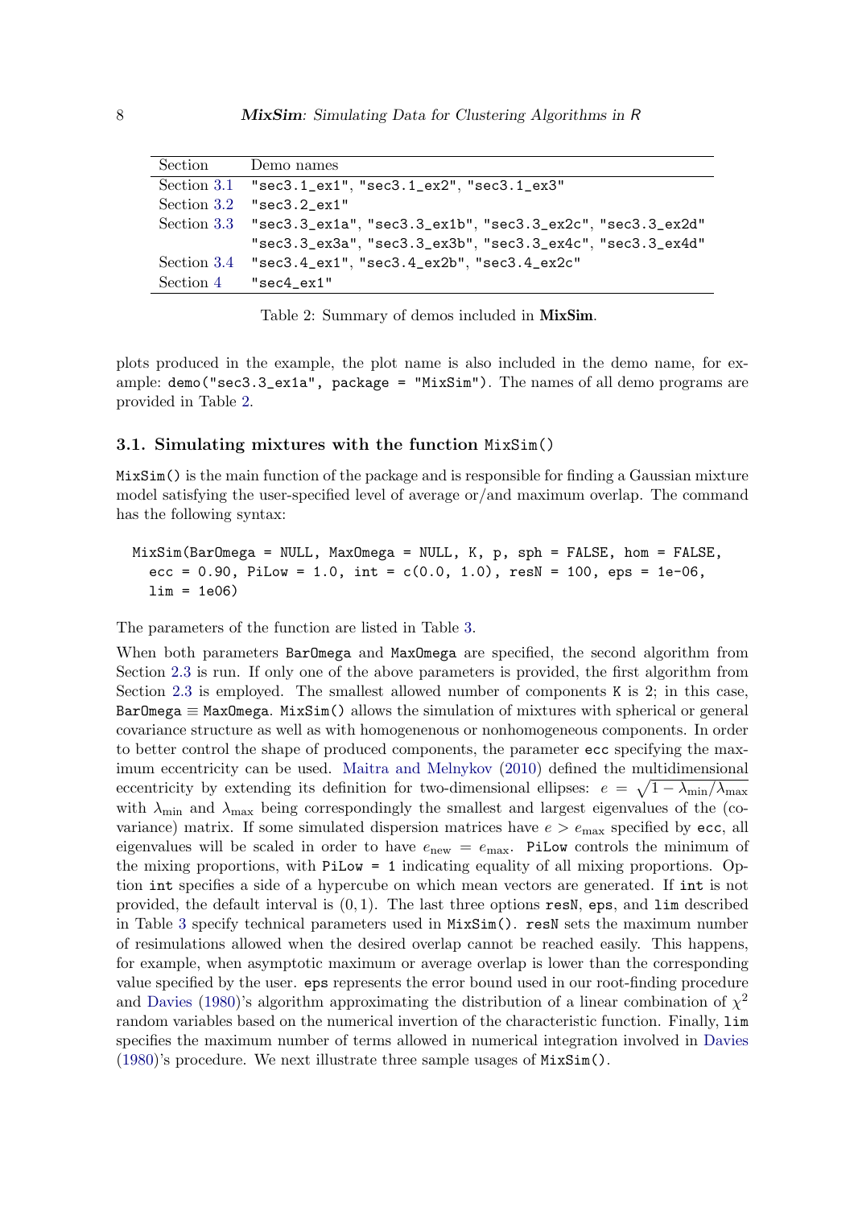| Section | Demo names |
|---|---|
| Section 3.1 | "sec3.1_ex1", "sec3.1_ex2", "sec3.1_ex3" |
| Section 3.2 | "sec3.2_ex1" |
| Section 3.3 | "sec3.3_ex1a", "sec3.3_ex1b", "sec3.3_ex2c", "sec3.3_ex2d" "sec3.3_ex3a", "sec3.3_ex3b", "sec3.3_ex4c", "sec3.3_ex4d" |
| Section 3.4 | "sec3.4_ex1", "sec3.4_ex2b", "sec3.4_ex2c" |
| Section 4 | "sec4_ex1" |

Table 2: Summary of demos included in **MixSim**.

plots produced in the example, the plot name is also included in the demo name, for example: `demo("sec3.3_ex1a", package = "MixSim")`. The names of all demo programs are provided in Table 2.

### 3.1. Simulating mixtures with the function `MixSim()`

`MixSim()` is the main function of the package and is responsible for finding a Gaussian mixture model satisfying the user-specified level of average or/and maximum overlap. The command has the following syntax:

```
MixSim(BarOmega = NULL, MaxOmega = NULL, K, p, sph = FALSE, hom = FALSE,
  ecc = 0.90, PiLow = 1.0, int = c(0.0, 1.0), resN = 100, eps = 1e-06,
  lim = 1e06)
```

The parameters of the function are listed in Table 3.

When both parameters `BarOmega` and `MaxOmega` are specified, the second algorithm from Section 2.3 is run. If only one of the above parameters is provided, the first algorithm from Section 2.3 is employed. The smallest allowed number of components `K` is 2; in this case, `BarOmega` $\equiv$ `MaxOmega`. `MixSim()` allows the simulation of mixtures with spherical or general covariance structure as well as with homogenous or nonhomogeneous components. In order to better control the shape of produced components, the parameter `ecc` specifying the maximum eccentricity can be used. Maitra and Melnykov (2010) defined the multidimensional eccentricity by extending its definition for two-dimensional ellipses: $e = \sqrt{1 - \lambda_{\min}/\lambda_{\max}}$ with $\lambda_{\min}$ and $\lambda_{\max}$ being correspondingly the smallest and largest eigenvalues of the (covariance) matrix. If some simulated dispersion matrices have $e > e_{\max}$ specified by `ecc`, all eigenvalues will be scaled in order to have $e_{\text{new}} = e_{\max}$. `PiLow` controls the minimum of the mixing proportions, with `PiLow = 1` indicating equality of all mixing proportions. Option `int` specifies a side of a hypercube on which mean vectors are generated. If `int` is not provided, the default interval is $(0, 1)$. The last three options `resN`, `eps`, and `lim` described in Table 3 specify technical parameters used in `MixSim()`. `resN` sets the maximum number of resimulations allowed when the desired overlap cannot be reached easily. This happens, for example, when asymptotic maximum or average overlap is lower than the corresponding value specified by the user. `eps` represents the error bound used in our root-finding procedure and Davies (1980)'s algorithm approximating the distribution of a linear combination of $\chi^2$ random variables based on the numerical invertion of the characteristic function. Finally, `lim` specifies the maximum number of terms allowed in numerical integration involved in Davies (1980)'s procedure. We next illustrate three sample usages of `MixSim()`.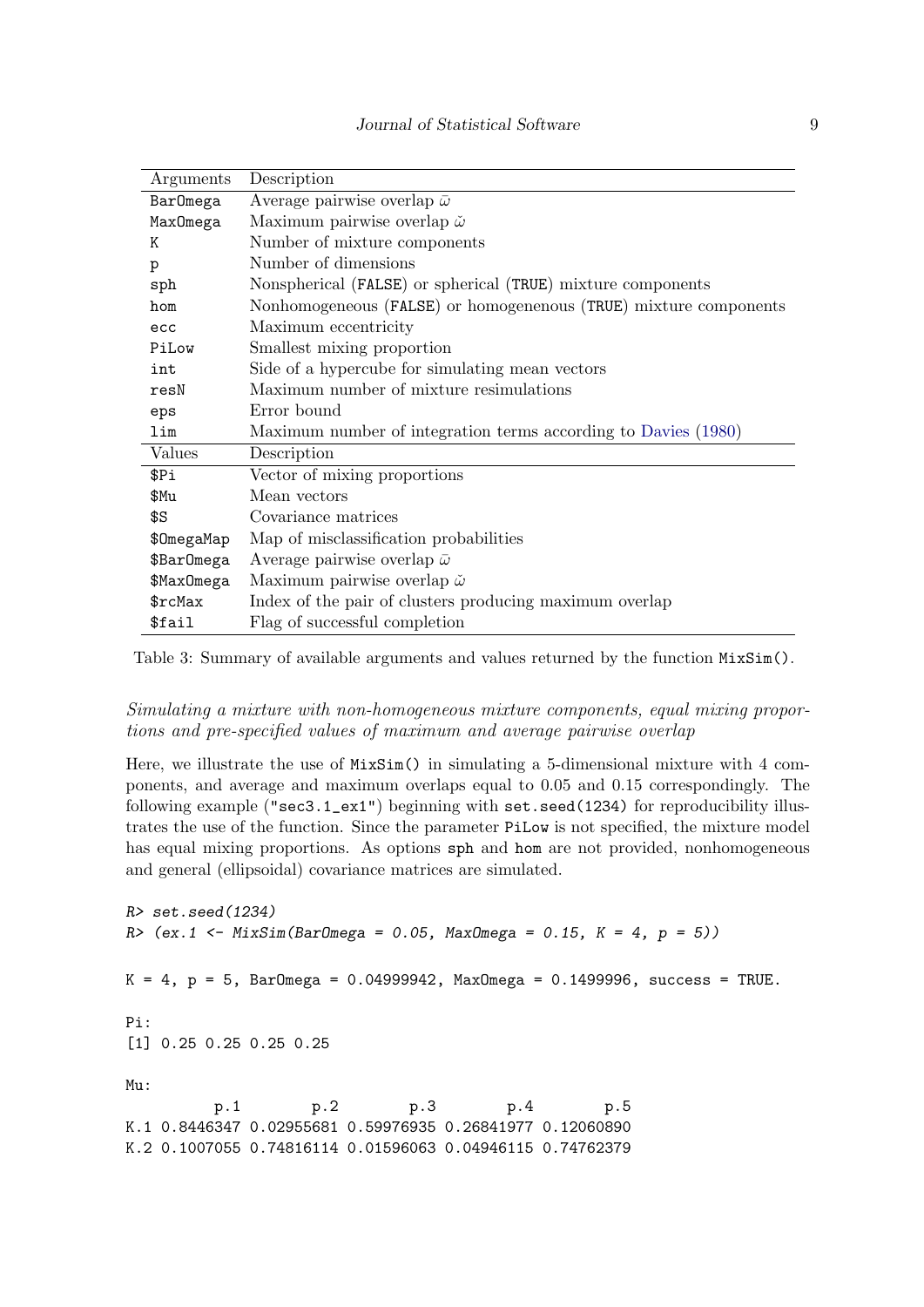| Arguments | Description |
|---|---|
| `BarOmega` | Average pairwise overlap $\bar{\omega}$ |
| `MaxOmega` | Maximum pairwise overlap $\check{\omega}$ |
| `K` | Number of mixture components |
| `p` | Number of dimensions |
| `sph` | Nonspherical (`FALSE`) or spherical (`TRUE`) mixture components |
| `hom` | Nonhomogeneous (`FALSE`) or homogenenous (`TRUE`) mixture components |
| `ecc` | Maximum eccentricity |
| `PiLow` | Smallest mixing proportion |
| `int` | Side of a hypercube for simulating mean vectors |
| `resN` | Maximum number of mixture resimulations |
| `eps` | Error bound |
| `lim` | Maximum number of integration terms according to Davies (1980) |
| **Values** | **Description** |
| `$Pi` | Vector of mixing proportions |
| `$Mu` | Mean vectors |
| `$S` | Covariance matrices |
| `$OmegaMap` | Map of misclassification probabilities |
| `$BarOmega` | Average pairwise overlap $\bar{\omega}$ |
| `$MaxOmega` | Maximum pairwise overlap $\check{\omega}$ |
| `$rcMax` | Index of the pair of clusters producing maximum overlap |
| `$fail` | Flag of successful completion |

Table 3: Summary of available arguments and values returned by the function `MixSim()`.

*Simulating a mixture with non-homogeneous mixture components, equal mixing proportions and pre-specified values of maximum and average pairwise overlap*

Here, we illustrate the use of `MixSim()` in simulating a 5-dimensional mixture with 4 components, and average and maximum overlaps equal to 0.05 and 0.15 correspondingly. The following example ("sec3.1_ex1") beginning with `set.seed(1234)` for reproducibility illustrates the use of the function. Since the parameter `PiLow` is not specified, the mixture model has equal mixing proportions. As options `sph` and `hom` are not provided, nonhomogeneous and general (ellipsoidal) covariance matrices are simulated.

```
R> set.seed(1234)
R> (ex.1 <- MixSim(BarOmega = 0.05, MaxOmega = 0.15, K = 4, p = 5))

K = 4, p = 5, BarOmega = 0.04999942, MaxOmega = 0.1499996, success = TRUE.

Pi:
[1] 0.25 0.25 0.25 0.25

Mu:
          p.1        p.2        p.3        p.4        p.5
K.1 0.8446347 0.02955681 0.59976935 0.26841977 0.12060890
K.2 0.1007055 0.74816114 0.01596063 0.04946115 0.74762379
```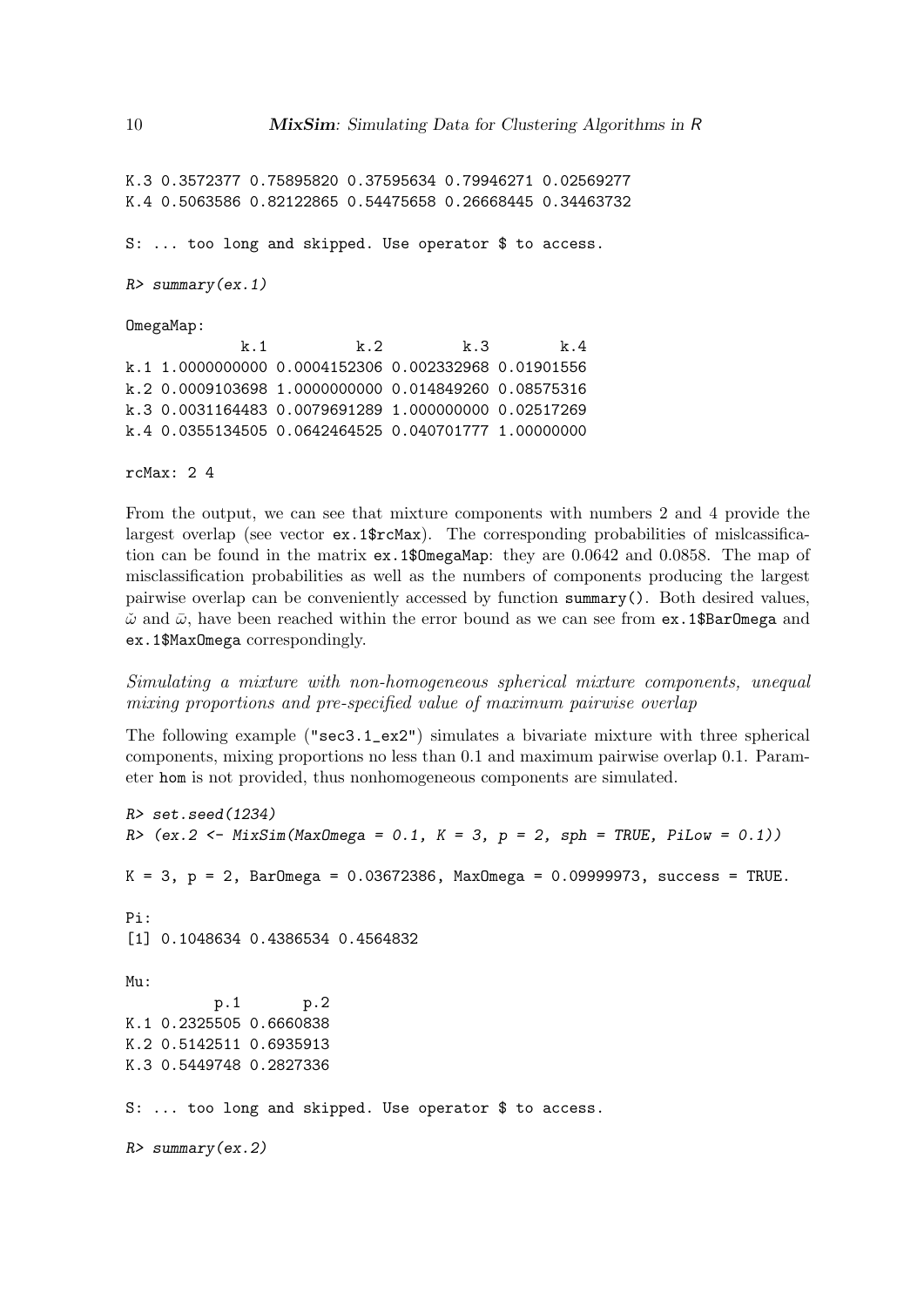```
K.3 0.3572377 0.75895820 0.37595634 0.79946271 0.02569277
K.4 0.5063586 0.82122865 0.54475658 0.26668445 0.34463732

S: ... too long and skipped. Use operator $ to access.

R> summary(ex.1)

OmegaMap:
             k.1          k.2         k.3        k.4
k.1 1.0000000000 0.0004152306 0.002332968 0.01901556
k.2 0.0009103698 1.0000000000 0.014849260 0.08575316
k.3 0.0031164483 0.0079691289 1.000000000 0.02517269
k.4 0.0355134505 0.0642464525 0.040701777 1.00000000

rcMax: 2 4
```

From the output, we can see that mixture components with numbers 2 and 4 provide the largest overlap (see vector `ex.1$rcMax`). The corresponding probabilities of mislcassification can be found in the matrix `ex.1$OmegaMap`: they are 0.0642 and 0.0858. The map of misclassification probabilities as well as the numbers of components producing the largest pairwise overlap can be conveniently accessed by function `summary()`. Both desired values, $\check{\omega}$ and $\bar{\omega}$, have been reached within the error bound as we can see from `ex.1$BarOmega` and `ex.1$MaxOmega` correspondingly.

*Simulating a mixture with non-homogeneous spherical mixture components, unequal mixing proportions and pre-specified value of maximum pairwise overlap*

The following example ("sec3.1_ex2") simulates a bivariate mixture with three spherical components, mixing proportions no less than 0.1 and maximum pairwise overlap 0.1. Parameter `hom` is not provided, thus nonhomogeneous components are simulated.

```
R> set.seed(1234)
R> (ex.2 <- MixSim(MaxOmega = 0.1, K = 3, p = 2, sph = TRUE, PiLow = 0.1))

K = 3, p = 2, BarOmega = 0.03672386, MaxOmega = 0.09999973, success = TRUE.

Pi:
[1] 0.1048634 0.4386534 0.4564832

Mu:
          p.1       p.2
K.1 0.2325505 0.6660838
K.2 0.5142511 0.6935913
K.3 0.5449748 0.2827336

S: ... too long and skipped. Use operator $ to access.

R> summary(ex.2)
```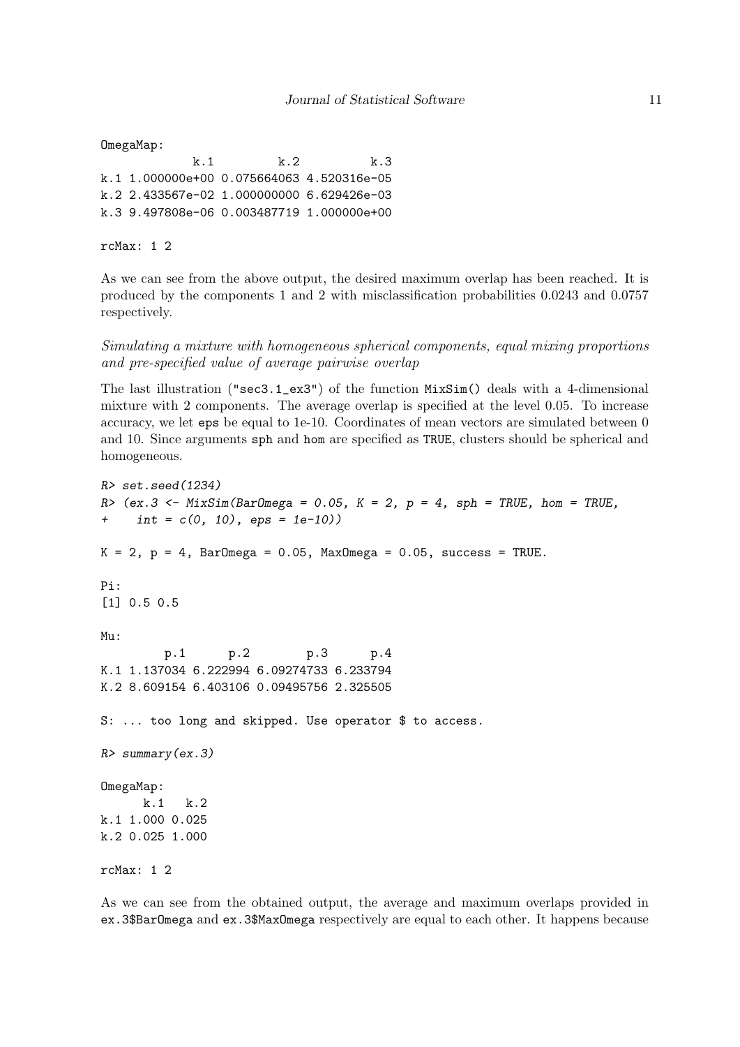```
OmegaMap:
             k.1         k.2          k.3
k.1 1.000000e+00 0.075664063 4.520316e-05
k.2 2.433567e-02 1.000000000 6.629426e-03
k.3 9.497808e-06 0.003487719 1.000000e+00

rcMax: 1 2
```

As we can see from the above output, the desired maximum overlap has been reached. It is produced by the components 1 and 2 with misclassification probabilities 0.0243 and 0.0757 respectively.

*Simulating a mixture with homogeneous spherical components, equal mixing proportions and pre-specified value of average pairwise overlap*

The last illustration ("sec3.1_ex3") of the function `MixSim()` deals with a 4-dimensional mixture with 2 components. The average overlap is specified at the level 0.05. To increase accuracy, we let `eps` be equal to 1e-10. Coordinates of mean vectors are simulated between 0 and 10. Since arguments `sph` and `hom` are specified as `TRUE`, clusters should be spherical and homogeneous.

```
R> set.seed(1234)
R> (ex.3 <- MixSim(BarOmega = 0.05, K = 2, p = 4, sph = TRUE, hom = TRUE,
+    int = c(0, 10), eps = 1e-10))

K = 2, p = 4, BarOmega = 0.05, MaxOmega = 0.05, success = TRUE.

Pi:
[1] 0.5 0.5

Mu:
         p.1      p.2        p.3      p.4
K.1 1.137034 6.222994 6.09274733 6.233794
K.2 8.609154 6.403106 0.09495756 2.325505

S: ... too long and skipped. Use operator $ to access.

R> summary(ex.3)

OmegaMap:
      k.1   k.2
k.1 1.000 0.025
k.2 0.025 1.000

rcMax: 1 2
```

As we can see from the obtained output, the average and maximum overlaps provided in `ex.3$BarOmega` and `ex.3$MaxOmega` respectively are equal to each other. It happens because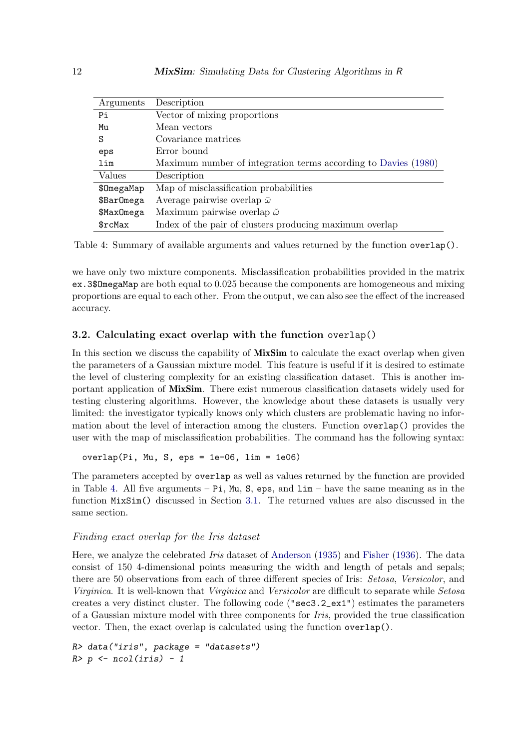| Arguments | Description |
|---|---|
| `Pi` | Vector of mixing proportions |
| `Mu` | Mean vectors |
| `S` | Covariance matrices |
| `eps` | Error bound |
| `lim` | Maximum number of integration terms according to Davies (1980) |
| **Values** | **Description** |
| `$OmegaMap` | Map of misclassification probabilities |
| `$BarOmega` | Average pairwise overlap $\bar{\omega}$ |
| `$MaxOmega` | Maximum pairwise overlap $\check{\omega}$ |
| `$rcMax` | Index of the pair of clusters producing maximum overlap |

Table 4: Summary of available arguments and values returned by the function `overlap()`.

we have only two mixture components. Misclassification probabilities provided in the matrix `ex.3$OmegaMap` are both equal to 0.025 because the components are homogeneous and mixing proportions are equal to each other. From the output, we can also see the effect of the increased accuracy.

### 3.2. Calculating exact overlap with the function `overlap()`

In this section we discuss the capability of **MixSim** to calculate the exact overlap when given the parameters of a Gaussian mixture model. This feature is useful if it is desired to estimate the level of clustering complexity for an existing classification dataset. This is another important application of **MixSim**. There exist numerous classification datasets widely used for testing clustering algorithms. However, the knowledge about these datasets is usually very limited: the investigator typically knows only which clusters are problematic having no information about the level of interaction among the clusters. Function `overlap()` provides the user with the map of misclassification probabilities. The command has the following syntax:

```
overlap(Pi, Mu, S, eps = 1e-06, lim = 1e06)
```

The parameters accepted by `overlap` as well as values returned by the function are provided in Table 4. All five arguments – `Pi`, `Mu`, `S`, `eps`, and `lim` – have the same meaning as in the function `MixSim()` discussed in Section 3.1. The returned values are also discussed in the same section.

#### *Finding exact overlap for the Iris dataset*

Here, we analyze the celebrated *Iris* dataset of Anderson (1935) and Fisher (1936). The data consist of 150 4-dimensional points measuring the width and length of petals and sepals; there are 50 observations from each of three different species of Iris: *Setosa*, *Versicolor*, and *Virginica*. It is well-known that *Virginica* and *Versicolor* are difficult to separate while *Setosa* creates a very distinct cluster. The following code (`"sec3.2_ex1"`) estimates the parameters of a Gaussian mixture model with three components for *Iris*, provided the true classification vector. Then, the exact overlap is calculated using the function `overlap()`.

```
R> data("iris", package = "datasets")
R> p <- ncol(iris) - 1
```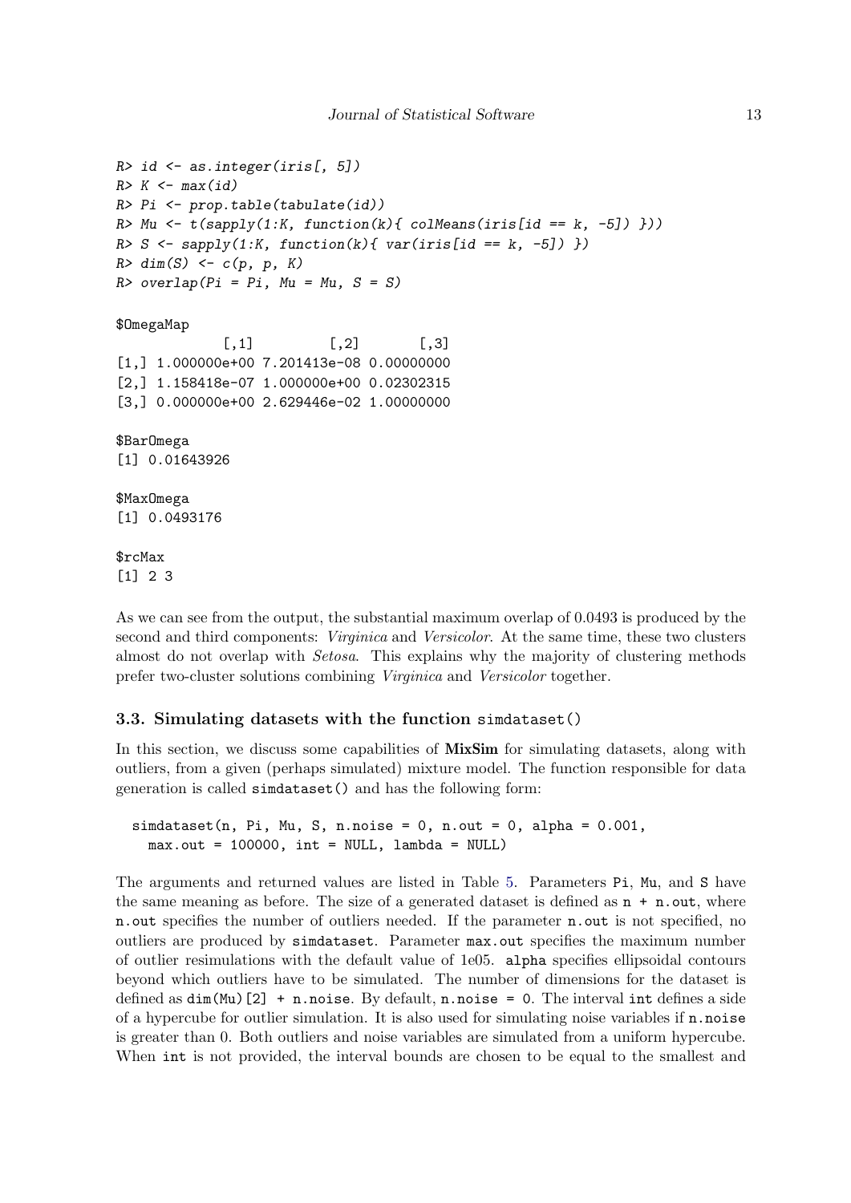```
R> id <- as.integer(iris[, 5])
R> K <- max(id)
R> Pi <- prop.table(tabulate(id))
R> Mu <- t(sapply(1:K, function(k){ colMeans(iris[id == k, -5]) }))
R> S <- sapply(1:K, function(k){ var(iris[id == k, -5]) })
R> dim(S) <- c(p, p, K)
R> overlap(Pi = Pi, Mu = Mu, S = S)

$OmegaMap
             [,1]         [,2]       [,3]
[1,] 1.000000e+00 7.201413e-08 0.00000000
[2,] 1.158418e-07 1.000000e+00 0.02302315
[3,] 0.000000e+00 2.629446e-02 1.00000000

$BarOmega
[1] 0.01643926

$MaxOmega
[1] 0.0493176

$rcMax
[1] 2 3
```

As we can see from the output, the substantial maximum overlap of 0.0493 is produced by the second and third components: *Virginica* and *Versicolor*. At the same time, these two clusters almost do not overlap with *Setosa*. This explains why the majority of clustering methods prefer two-cluster solutions combining *Virginica* and *Versicolor* together.

### 3.3. Simulating datasets with the function `simdataset()`

In this section, we discuss some capabilities of **MixSim** for simulating datasets, along with outliers, from a given (perhaps simulated) mixture model. The function responsible for data generation is called `simdataset()` and has the following form:

```
simdataset(n, Pi, Mu, S, n.noise = 0, n.out = 0, alpha = 0.001,
  max.out = 100000, int = NULL, lambda = NULL)
```

The arguments and returned values are listed in Table 5. Parameters `Pi`, `Mu`, and `S` have the same meaning as before. The size of a generated dataset is defined as `n + n.out`, where `n.out` specifies the number of outliers needed. If the parameter `n.out` is not specified, no outliers are produced by `simdataset`. Parameter `max.out` specifies the maximum number of outlier resimulations with the default value of 1e05. `alpha` specifies ellipsoidal contours beyond which outliers have to be simulated. The number of dimensions for the dataset is defined as `dim(Mu)[2] + n.noise`. By default, `n.noise = 0`. The interval `int` defines a side of a hypercube for outlier simulation. It is also used for simulating noise variables if `n.noise` is greater than 0. Both outliers and noise variables are simulated from a uniform hypercube. When `int` is not provided, the interval bounds are chosen to be equal to the smallest and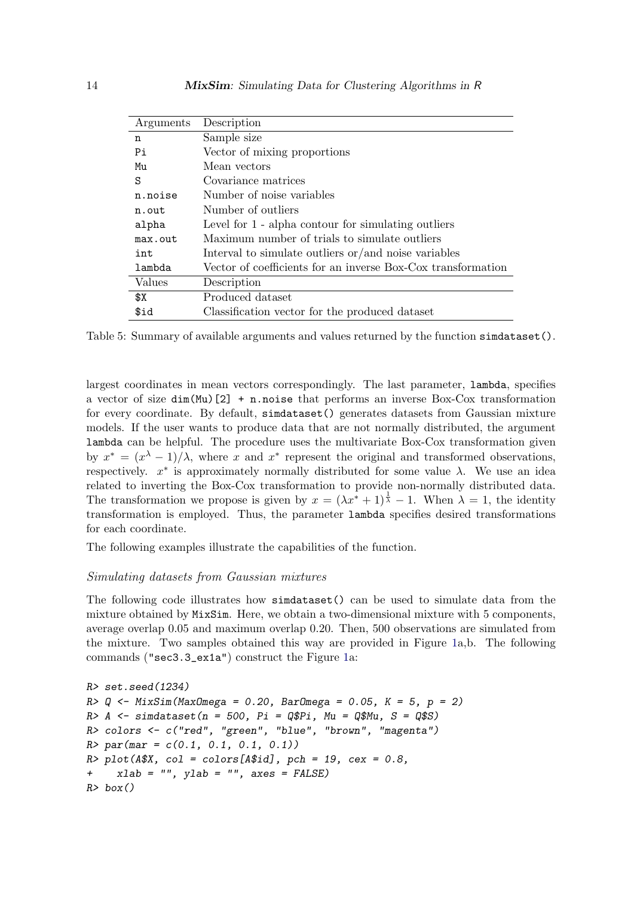| Arguments | Description |
|---|---|
| `n` | Sample size |
| `Pi` | Vector of mixing proportions |
| `Mu` | Mean vectors |
| `S` | Covariance matrices |
| `n.noise` | Number of noise variables |
| `n.out` | Number of outliers |
| `alpha` | Level for 1 - alpha contour for simulating outliers |
| `max.out` | Maximum number of trials to simulate outliers |
| `int` | Interval to simulate outliers or/and noise variables |
| `lambda` | Vector of coefficients for an inverse Box-Cox transformation |
| **Values** | **Description** |
| `$X` | Produced dataset |
| `$id` | Classification vector for the produced dataset |

Table 5: Summary of available arguments and values returned by the function `simdataset()`.

largest coordinates in mean vectors correspondingly. The last parameter, `lambda`, specifies a vector of size `dim(Mu)[2] + n.noise` that performs an inverse Box-Cox transformation for every coordinate. By default, `simdataset()` generates datasets from Gaussian mixture models. If the user wants to produce data that are not normally distributed, the argument `lambda` can be helpful. The procedure uses the multivariate Box-Cox transformation given by $x^* = (x^\lambda - 1)/\lambda$, where $x$ and $x^*$ represent the original and transformed observations, respectively. $x^*$ is approximately normally distributed for some value $\lambda$. We use an idea related to inverting the Box-Cox transformation to provide non-normally distributed data. The transformation we propose is given by $x = (\lambda x^* + 1)^{\frac{1}{\lambda}} - 1$. When $\lambda = 1$, the identity transformation is employed. Thus, the parameter `lambda` specifies desired transformations for each coordinate.

The following examples illustrate the capabilities of the function.

*Simulating datasets from Gaussian mixtures*

The following code illustrates how `simdataset()` can be used to simulate data from the mixture obtained by `MixSim`. Here, we obtain a two-dimensional mixture with 5 components, average overlap 0.05 and maximum overlap 0.20. Then, 500 observations are simulated from the mixture. Two samples obtained this way are provided in Figure 1a,b. The following commands ("sec3.3_ex1a") construct the Figure 1a:

```
R> set.seed(1234)
R> Q <- MixSim(MaxOmega = 0.20, BarOmega = 0.05, K = 5, p = 2)
R> A <- simdataset(n = 500, Pi = Q$Pi, Mu = Q$Mu, S = Q$S)
R> colors <- c("red", "green", "blue", "brown", "magenta")
R> par(mar = c(0.1, 0.1, 0.1, 0.1))
R> plot(A$X, col = colors[A$id], pch = 19, cex = 0.8,
+    xlab = "", ylab = "", axes = FALSE)
R> box()
```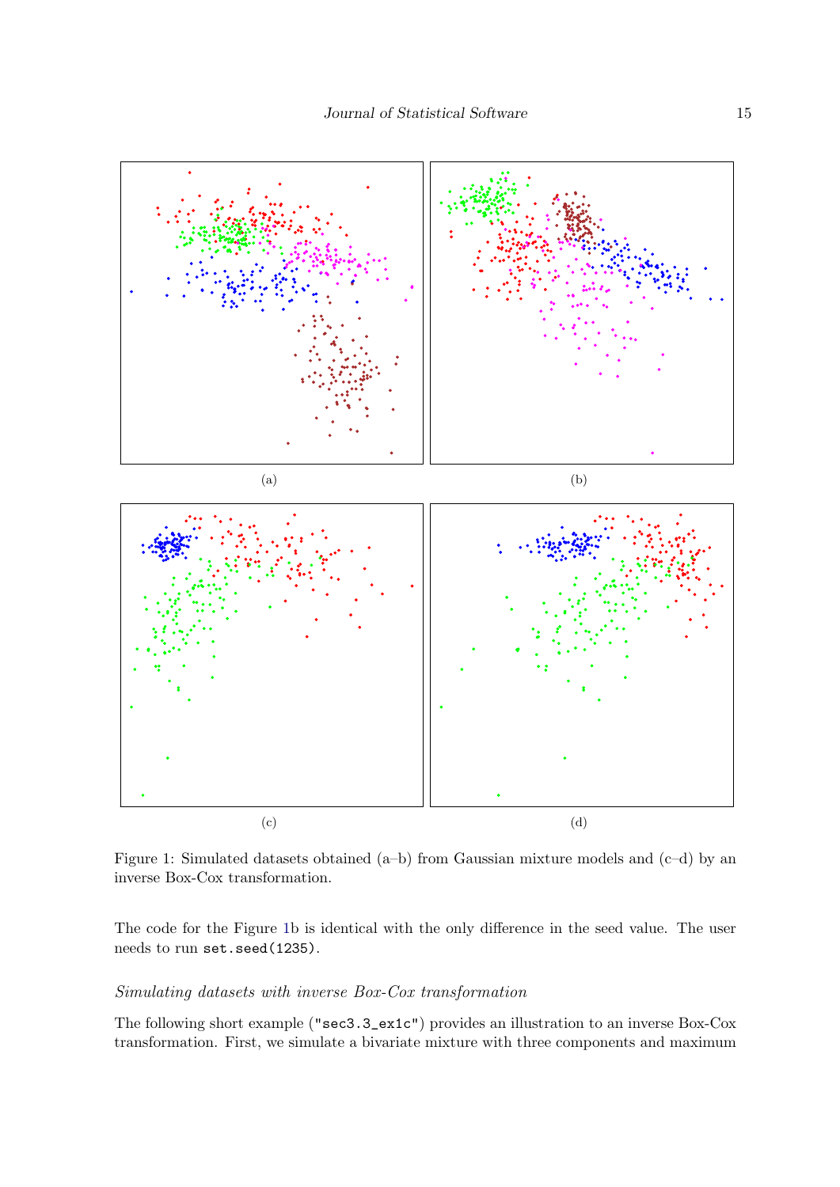(a)

(b)

(c)

(d)

Figure 1: Simulated datasets obtained (a–b) from Gaussian mixture models and (c–d) by an inverse Box-Cox transformation.

The code for the Figure 1b is identical with the only difference in the seed value. The user needs to run `set.seed(1235)`.

*Simulating datasets with inverse Box-Cox transformation*

The following short example ("`sec3.3_ex1c`") provides an illustration to an inverse Box-Cox transformation. First, we simulate a bivariate mixture with three components and maximum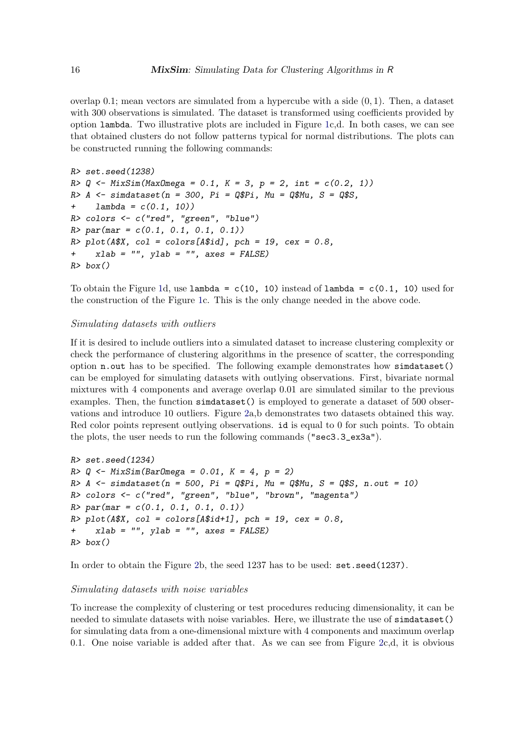overlap 0.1; mean vectors are simulated from a hypercube with a side $(0, 1)$. Then, a dataset with 300 observations is simulated. The dataset is transformed using coefficients provided by option `lambda`. Two illustrative plots are included in Figure 1c,d. In both cases, we can see that obtained clusters do not follow patterns typical for normal distributions. The plots can be constructed running the following commands:

```
R> set.seed(1238)
R> Q <- MixSim(MaxOmega = 0.1, K = 3, p = 2, int = c(0.2, 1))
R> A <- simdataset(n = 300, Pi = Q$Pi, Mu = Q$Mu, S = Q$S,
+    lambda = c(0.1, 10))
R> colors <- c("red", "green", "blue")
R> par(mar = c(0.1, 0.1, 0.1, 0.1))
R> plot(A$X, col = colors[A$id], pch = 19, cex = 0.8,
+    xlab = "", ylab = "", axes = FALSE)
R> box()
```

To obtain the Figure 1d, use `lambda = c(10, 10)` instead of `lambda = c(0.1, 10)` used for the construction of the Figure 1c. This is the only change needed in the above code.

*Simulating datasets with outliers*

If it is desired to include outliers into a simulated dataset to increase clustering complexity or check the performance of clustering algorithms in the presence of scatter, the corresponding option `n.out` has to be specified. The following example demonstrates how `simdataset()` can be employed for simulating datasets with outlying observations. First, bivariate normal mixtures with 4 components and average overlap 0.01 are simulated similar to the previous examples. Then, the function `simdataset()` is employed to generate a dataset of 500 observations and introduce 10 outliers. Figure 2a,b demonstrates two datasets obtained this way. Red color points represent outlying observations. `id` is equal to 0 for such points. To obtain the plots, the user needs to run the following commands (`"sec3.3_ex3a"`).

```
R> set.seed(1234)
R> Q <- MixSim(BarOmega = 0.01, K = 4, p = 2)
R> A <- simdataset(n = 500, Pi = Q$Pi, Mu = Q$Mu, S = Q$S, n.out = 10)
R> colors <- c("red", "green", "blue", "brown", "magenta")
R> par(mar = c(0.1, 0.1, 0.1, 0.1))
R> plot(A$X, col = colors[A$id+1], pch = 19, cex = 0.8,
+    xlab = "", ylab = "", axes = FALSE)
R> box()
```

In order to obtain the Figure 2b, the seed 1237 has to be used: `set.seed(1237)`.

*Simulating datasets with noise variables*

To increase the complexity of clustering or test procedures reducing dimensionality, it can be needed to simulate datasets with noise variables. Here, we illustrate the use of `simdataset()` for simulating data from a one-dimensional mixture with 4 components and maximum overlap 0.1. One noise variable is added after that. As we can see from Figure 2c,d, it is obvious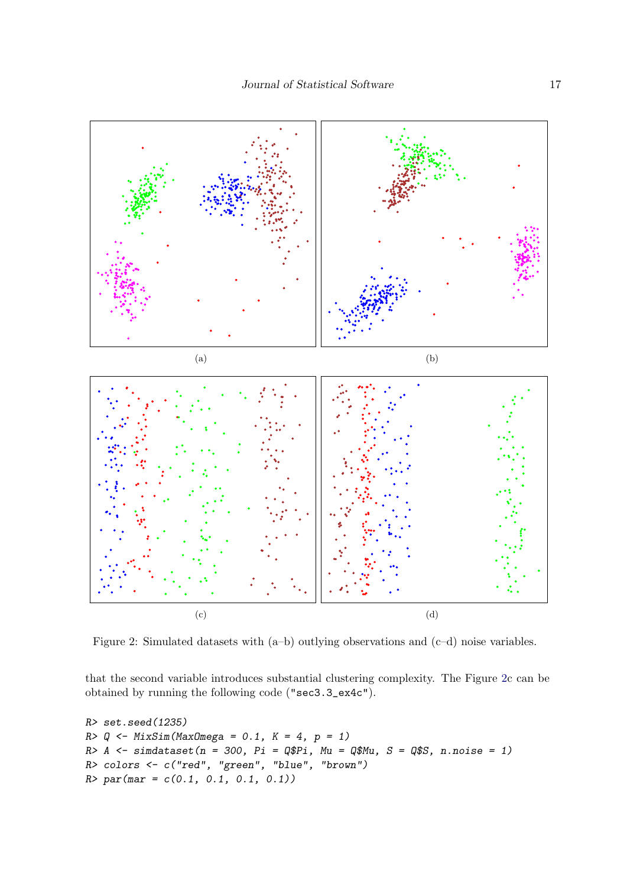(a)

(b)

(c)

(d)

Figure 2: Simulated datasets with (a–b) outlying observations and (c–d) noise variables.

that the second variable introduces substantial clustering complexity. The Figure 2c can be obtained by running the following code ("sec3.3_ex4c").

```
R> set.seed(1235)
R> Q <- MixSim(MaxOmega = 0.1, K = 4, p = 1)
R> A <- simdataset(n = 300, Pi = Q$Pi, Mu = Q$Mu, S = Q$S, n.noise = 1)
R> colors <- c("red", "green", "blue", "brown")
R> par(mar = c(0.1, 0.1, 0.1, 0.1))
```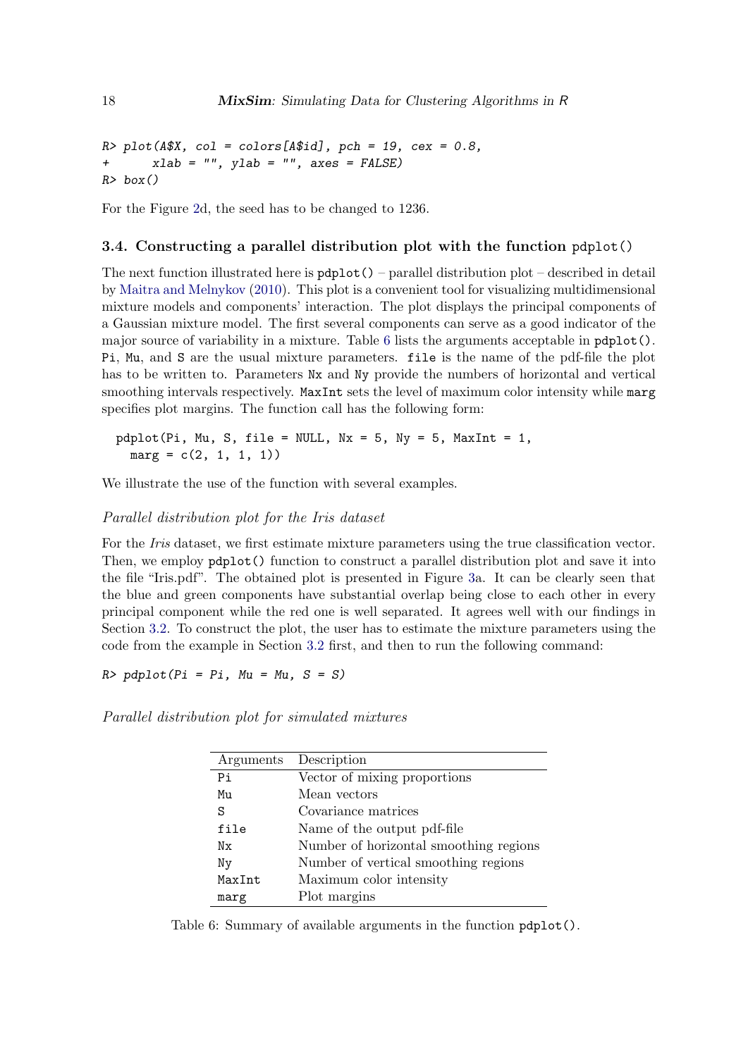```
R> plot(A$X, col = colors[A$id], pch = 19, cex = 0.8,
+      xlab = "", ylab = "", axes = FALSE)
R> box()
```

For the Figure 2d, the seed has to be changed to 1236.

### 3.4. Constructing a parallel distribution plot with the function `pdplot()`

The next function illustrated here is `pdplot()` – parallel distribution plot – described in detail by Maitra and Melnykov (2010). This plot is a convenient tool for visualizing multidimensional mixture models and components' interaction. The plot displays the principal components of a Gaussian mixture model. The first several components can serve as a good indicator of the major source of variability in a mixture. Table 6 lists the arguments acceptable in `pdplot()`. `Pi`, `Mu`, and `S` are the usual mixture parameters. `file` is the name of the pdf-file the plot has to be written to. Parameters `Nx` and `Ny` provide the numbers of horizontal and vertical smoothing intervals respectively. `MaxInt` sets the level of maximum color intensity while `marg` specifies plot margins. The function call has the following form:

```
pdplot(Pi, Mu, S, file = NULL, Nx = 5, Ny = 5, MaxInt = 1,
  marg = c(2, 1, 1, 1))
```

We illustrate the use of the function with several examples.

*Parallel distribution plot for the Iris dataset*

For the *Iris* dataset, we first estimate mixture parameters using the true classification vector. Then, we employ `pdplot()` function to construct a parallel distribution plot and save it into the file "Iris.pdf". The obtained plot is presented in Figure 3a. It can be clearly seen that the blue and green components have substantial overlap being close to each other in every principal component while the red one is well separated. It agrees well with our findings in Section 3.2. To construct the plot, the user has to estimate the mixture parameters using the code from the example in Section 3.2 first, and then to run the following command:

```
R> pdplot(Pi = Pi, Mu = Mu, S = S)
```

*Parallel distribution plot for simulated mixtures*

| Arguments | Description |
|---|---|
| `Pi` | Vector of mixing proportions |
| `Mu` | Mean vectors |
| `S` | Covariance matrices |
| `file` | Name of the output pdf-file |
| `Nx` | Number of horizontal smoothing regions |
| `Ny` | Number of vertical smoothing regions |
| `MaxInt` | Maximum color intensity |
| `marg` | Plot margins |

Table 6: Summary of available arguments in the function `pdplot()`.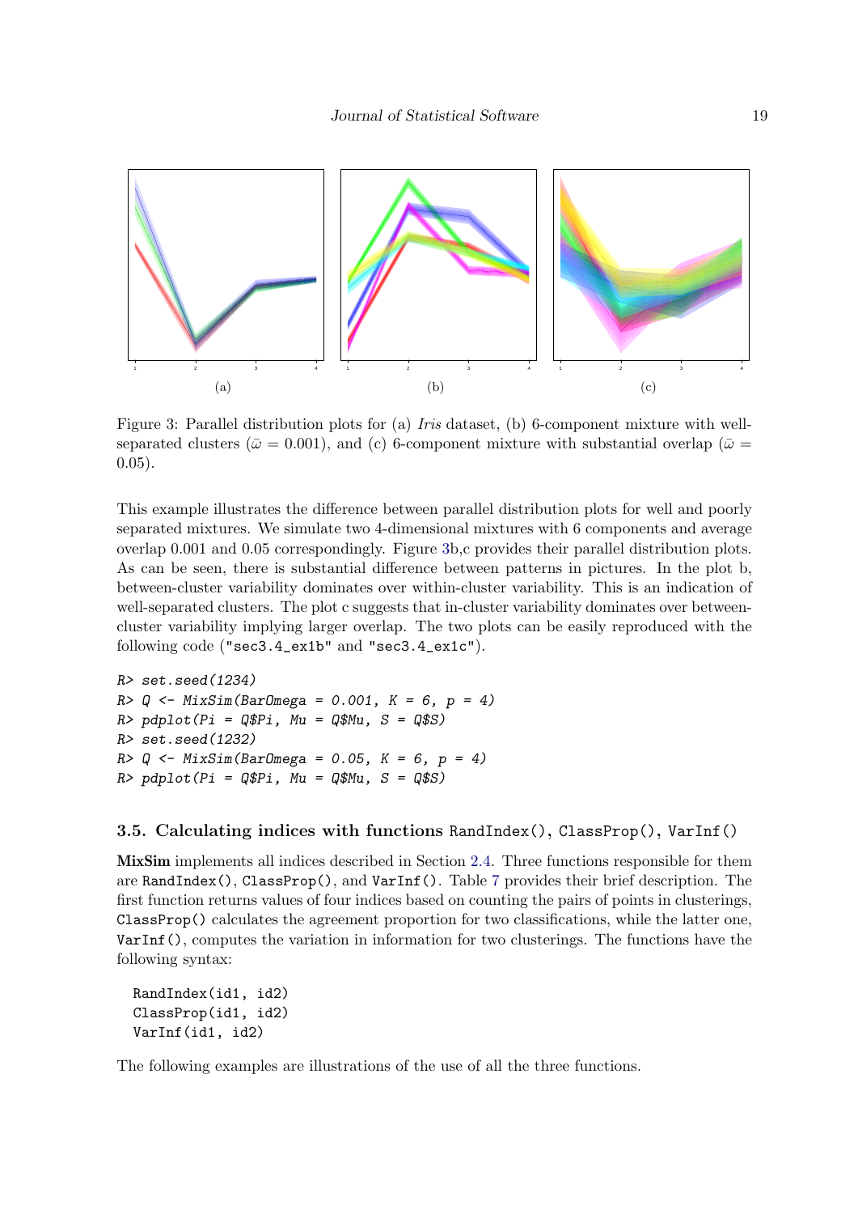Figure 3: Parallel distribution plots for (a) *Iris* dataset, (b) 6-component mixture with well-separated clusters ($\bar{\omega} = 0.001$), and (c) 6-component mixture with substantial overlap ($\bar{\omega} = 0.05$).

This example illustrates the difference between parallel distribution plots for well and poorly separated mixtures. We simulate two 4-dimensional mixtures with 6 components and average overlap 0.001 and 0.05 correspondingly. Figure 3b,c provides their parallel distribution plots. As can be seen, there is substantial difference between patterns in pictures. In the plot b, between-cluster variability dominates over within-cluster variability. This is an indication of well-separated clusters. The plot c suggests that in-cluster variability dominates over between-cluster variability implying larger overlap. The two plots can be easily reproduced with the following code ("sec3.4_ex1b" and "sec3.4_ex1c").

```
R> set.seed(1234)
R> Q <- MixSim(BarOmega = 0.001, K = 6, p = 4)
R> pdplot(Pi = Q$Pi, Mu = Q$Mu, S = Q$S)
R> set.seed(1232)
R> Q <- MixSim(BarOmega = 0.05, K = 6, p = 4)
R> pdplot(Pi = Q$Pi, Mu = Q$Mu, S = Q$S)
```

### 3.5. Calculating indices with functions RandIndex(), ClassProp(), VarInf()

**MixSim** implements all indices described in Section 2.4. Three functions responsible for them are RandIndex(), ClassProp(), and VarInf(). Table 7 provides their brief description. The first function returns values of four indices based on counting the pairs of points in clusterings, ClassProp() calculates the agreement proportion for two classifications, while the latter one, VarInf(), computes the variation in information for two clusterings. The functions have the following syntax:

```
RandIndex(id1, id2)
ClassProp(id1, id2)
VarInf(id1, id2)
```

The following examples are illustrations of the use of all the three functions.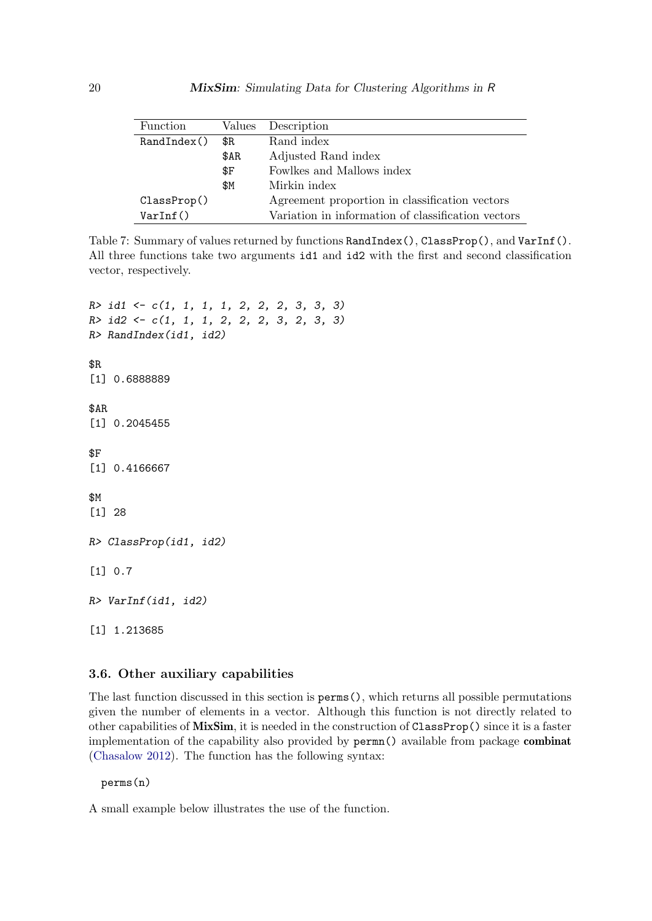| Function | Values | Description |
|---|---|---|
| `RandIndex()` | `$R` | Rand index |
| | `$AR` | Adjusted Rand index |
| | `$F` | Fowlkes and Mallows index |
| | `$M` | Mirkin index |
| `ClassProp()` | | Agreement proportion in classification vectors |
| `VarInf()` | | Variation in information of classification vectors |

Table 7: Summary of values returned by functions `RandIndex()`, `ClassProp()`, and `VarInf()`. All three functions take two arguments `id1` and `id2` with the first and second classification vector, respectively.

```
R> id1 <- c(1, 1, 1, 1, 2, 2, 2, 3, 3, 3)
R> id2 <- c(1, 1, 1, 2, 2, 2, 3, 2, 3, 3)
R> RandIndex(id1, id2)

$R
[1] 0.6888889

$AR
[1] 0.2045455

$F
[1] 0.4166667

$M
[1] 28

R> ClassProp(id1, id2)

[1] 0.7

R> VarInf(id1, id2)

[1] 1.213685
```

### 3.6. Other auxiliary capabilities

The last function discussed in this section is `perms()`, which returns all possible permutations given the number of elements in a vector. Although this function is not directly related to other capabilities of **MixSim**, it is needed in the construction of `ClassProp()` since it is a faster implementation of the capability also provided by `permn()` available from package **combinat** (Chasalow 2012). The function has the following syntax:

```
perms(n)
```

A small example below illustrates the use of the function.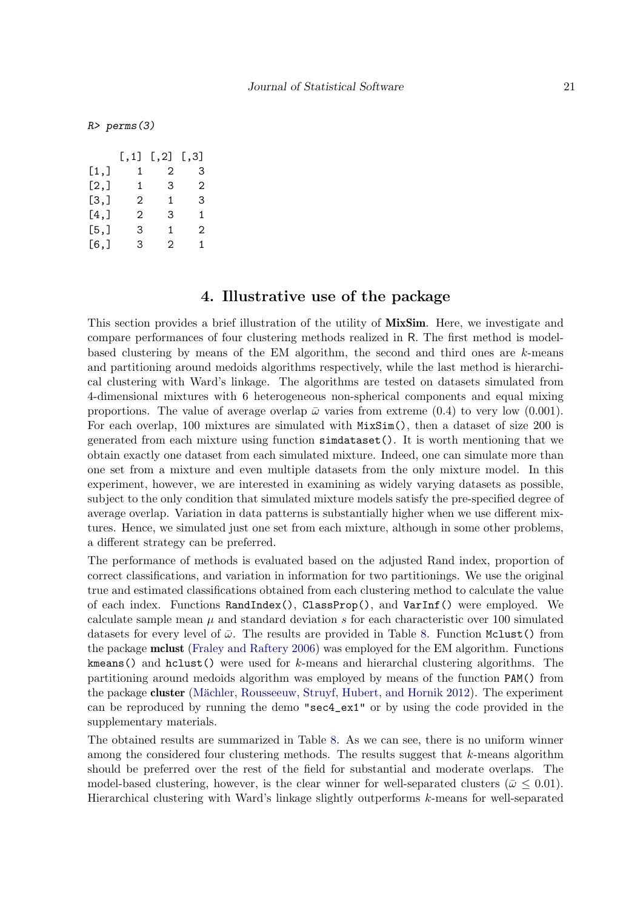```
R> perms(3)

     [,1] [,2] [,3]
[1,]    1    2    3
[2,]    1    3    2
[3,]    2    1    3
[4,]    2    3    1
[5,]    3    1    2
[6,]    3    2    1
```

# 4. Illustrative use of the package

This section provides a brief illustration of the utility of **MixSim**. Here, we investigate and compare performances of four clustering methods realized in R. The first method is model-based clustering by means of the EM algorithm, the second and third ones are $k$-means and partitioning around medoids algorithms respectively, while the last method is hierarchical clustering with Ward's linkage. The algorithms are tested on datasets simulated from 4-dimensional mixtures with 6 heterogeneous non-spherical components and equal mixing proportions. The value of average overlap $\bar{\omega}$ varies from extreme (0.4) to very low (0.001). For each overlap, 100 mixtures are simulated with `MixSim()`, then a dataset of size 200 is generated from each mixture using function `simdataset()`. It is worth mentioning that we obtain exactly one dataset from each simulated mixture. Indeed, one can simulate more than one set from a mixture and even multiple datasets from the only mixture model. In this experiment, however, we are interested in examining as widely varying datasets as possible, subject to the only condition that simulated mixture models satisfy the pre-specified degree of average overlap. Variation in data patterns is substantially higher when we use different mixtures. Hence, we simulated just one set from each mixture, although in some other problems, a different strategy can be preferred.

The performance of methods is evaluated based on the adjusted Rand index, proportion of correct classifications, and variation in information for two partitionings. We use the original true and estimated classifications obtained from each clustering method to calculate the value of each index. Functions `RandIndex()`, `ClassProp()`, and `VarInf()` were employed. We calculate sample mean $\mu$ and standard deviation $s$ for each characteristic over 100 simulated datasets for every level of $\bar{\omega}$. The results are provided in Table 8. Function `Mclust()` from the package **mclust** (Fraley and Raftery 2006) was employed for the EM algorithm. Functions `kmeans()` and `hclust()` were used for $k$-means and hierarchal clustering algorithms. The partitioning around medoids algorithm was employed by means of the function `PAM()` from the package **cluster** (Mächler, Rousseeuw, Struyf, Hubert, and Hornik 2012). The experiment can be reproduced by running the demo `"sec4_ex1"` or by using the code provided in the supplementary materials.

The obtained results are summarized in Table 8. As we can see, there is no uniform winner among the considered four clustering methods. The results suggest that $k$-means algorithm should be preferred over the rest of the field for substantial and moderate overlaps. The model-based clustering, however, is the clear winner for well-separated clusters ($\bar{\omega} \leq 0.01$). Hierarchical clustering with Ward's linkage slightly outperforms $k$-means for well-separated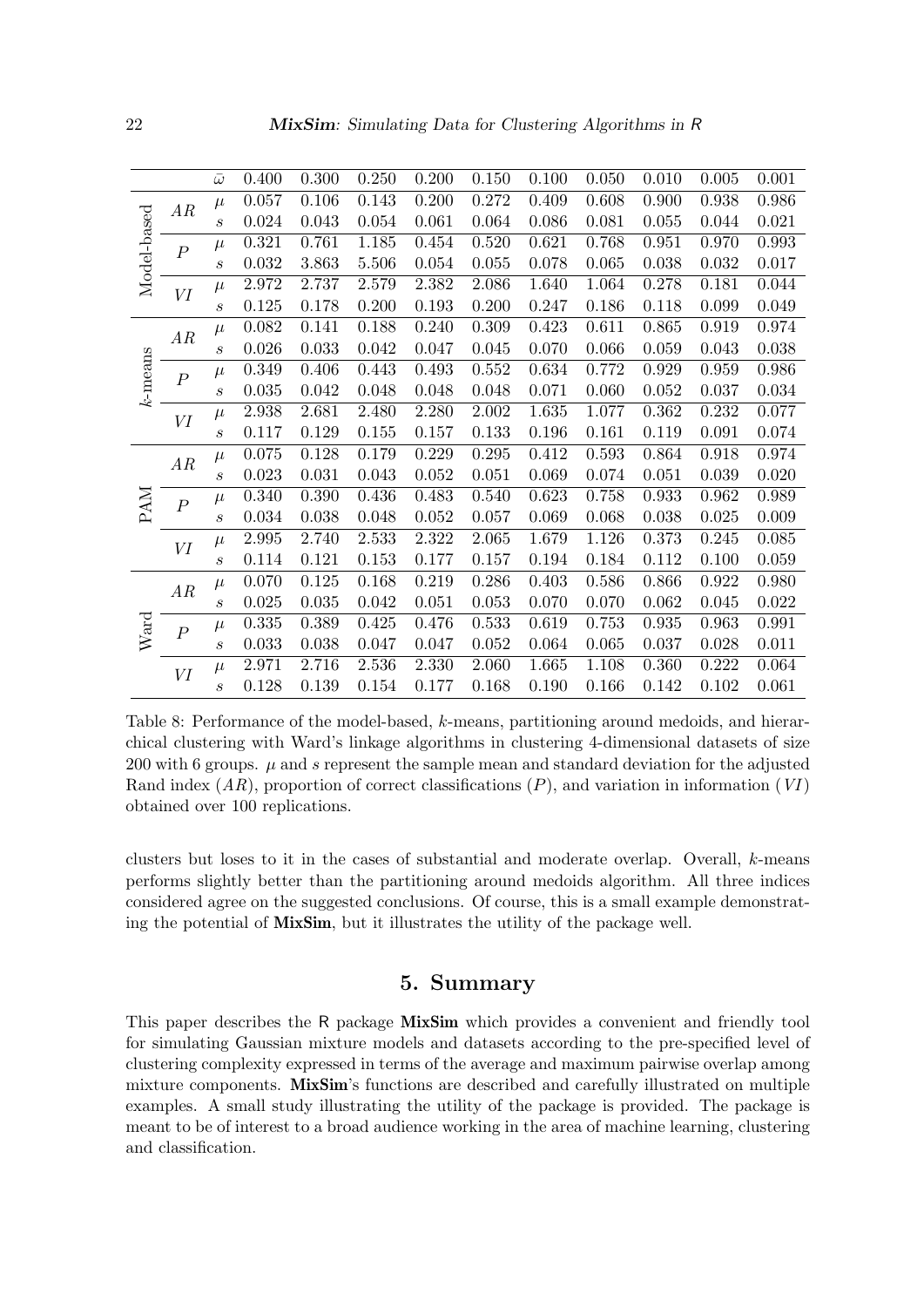| | | $\bar{\omega}$ | 0.400 | 0.300 | 0.250 | 0.200 | 0.150 | 0.100 | 0.050 | 0.010 | 0.005 | 0.001 |
|---|---|---|---|---|---|---|---|---|---|---|---|---|
| Model-based | $AR$ | $\mu$ | 0.057 | 0.106 | 0.143 | 0.200 | 0.272 | 0.409 | 0.608 | 0.900 | 0.938 | 0.986 |
| | | $s$ | 0.024 | 0.043 | 0.054 | 0.061 | 0.064 | 0.086 | 0.081 | 0.055 | 0.044 | 0.021 |
| | $P$ | $\mu$ | 0.321 | 0.761 | 1.185 | 0.454 | 0.520 | 0.621 | 0.768 | 0.951 | 0.970 | 0.993 |
| | | $s$ | 0.032 | 3.863 | 5.506 | 0.054 | 0.055 | 0.078 | 0.065 | 0.038 | 0.032 | 0.017 |
| | $VI$ | $\mu$ | 2.972 | 2.737 | 2.579 | 2.382 | 2.086 | 1.640 | 1.064 | 0.278 | 0.181 | 0.044 |
| | | $s$ | 0.125 | 0.178 | 0.200 | 0.193 | 0.200 | 0.247 | 0.186 | 0.118 | 0.099 | 0.049 |
| $k$-means | $AR$ | $\mu$ | 0.082 | 0.141 | 0.188 | 0.240 | 0.309 | 0.423 | 0.611 | 0.865 | 0.919 | 0.974 |
| | | $s$ | 0.026 | 0.033 | 0.042 | 0.047 | 0.045 | 0.070 | 0.066 | 0.059 | 0.043 | 0.038 |
| | $P$ | $\mu$ | 0.349 | 0.406 | 0.443 | 0.493 | 0.552 | 0.634 | 0.772 | 0.929 | 0.959 | 0.986 |
| | | $s$ | 0.035 | 0.042 | 0.048 | 0.048 | 0.048 | 0.071 | 0.060 | 0.052 | 0.037 | 0.034 |
| | $VI$ | $\mu$ | 2.938 | 2.681 | 2.480 | 2.280 | 2.002 | 1.635 | 1.077 | 0.362 | 0.232 | 0.077 |
| | | $s$ | 0.117 | 0.129 | 0.155 | 0.157 | 0.133 | 0.196 | 0.161 | 0.119 | 0.091 | 0.074 |
| PAM | $AR$ | $\mu$ | 0.075 | 0.128 | 0.179 | 0.229 | 0.295 | 0.412 | 0.593 | 0.864 | 0.918 | 0.974 |
| | | $s$ | 0.023 | 0.031 | 0.043 | 0.052 | 0.051 | 0.069 | 0.074 | 0.051 | 0.039 | 0.020 |
| | $P$ | $\mu$ | 0.340 | 0.390 | 0.436 | 0.483 | 0.540 | 0.623 | 0.758 | 0.933 | 0.962 | 0.989 |
| | | $s$ | 0.034 | 0.038 | 0.048 | 0.052 | 0.057 | 0.069 | 0.068 | 0.038 | 0.025 | 0.009 |
| | $VI$ | $\mu$ | 2.995 | 2.740 | 2.533 | 2.322 | 2.065 | 1.679 | 1.126 | 0.373 | 0.245 | 0.085 |
| | | $s$ | 0.114 | 0.121 | 0.153 | 0.177 | 0.157 | 0.194 | 0.184 | 0.112 | 0.100 | 0.059 |
| Ward | $AR$ | $\mu$ | 0.070 | 0.125 | 0.168 | 0.219 | 0.286 | 0.403 | 0.586 | 0.866 | 0.922 | 0.980 |
| | | $s$ | 0.025 | 0.035 | 0.042 | 0.051 | 0.053 | 0.070 | 0.070 | 0.062 | 0.045 | 0.022 |
| | $P$ | $\mu$ | 0.335 | 0.389 | 0.425 | 0.476 | 0.533 | 0.619 | 0.753 | 0.935 | 0.963 | 0.991 |
| | | $s$ | 0.033 | 0.038 | 0.047 | 0.047 | 0.052 | 0.064 | 0.065 | 0.037 | 0.028 | 0.011 |
| | $VI$ | $\mu$ | 2.971 | 2.716 | 2.536 | 2.330 | 2.060 | 1.665 | 1.108 | 0.360 | 0.222 | 0.064 |
| | | $s$ | 0.128 | 0.139 | 0.154 | 0.177 | 0.168 | 0.190 | 0.166 | 0.142 | 0.102 | 0.061 |

Table 8: Performance of the model-based, $k$-means, partitioning around medoids, and hierarchical clustering with Ward's linkage algorithms in clustering 4-dimensional datasets of size 200 with 6 groups. $\mu$ and $s$ represent the sample mean and standard deviation for the adjusted Rand index ($AR$), proportion of correct classifications ($P$), and variation in information ($VI$) obtained over 100 replications.

clusters but loses to it in the cases of substantial and moderate overlap. Overall, $k$-means performs slightly better than the partitioning around medoids algorithm. All three indices considered agree on the suggested conclusions. Of course, this is a small example demonstrating the potential of **MixSim**, but it illustrates the utility of the package well.

## 5. Summary

This paper describes the R package **MixSim** which provides a convenient and friendly tool for simulating Gaussian mixture models and datasets according to the pre-specified level of clustering complexity expressed in terms of the average and maximum pairwise overlap among mixture components. **MixSim**'s functions are described and carefully illustrated on multiple examples. A small study illustrating the utility of the package is provided. The package is meant to be of interest to a broad audience working in the area of machine learning, clustering and classification.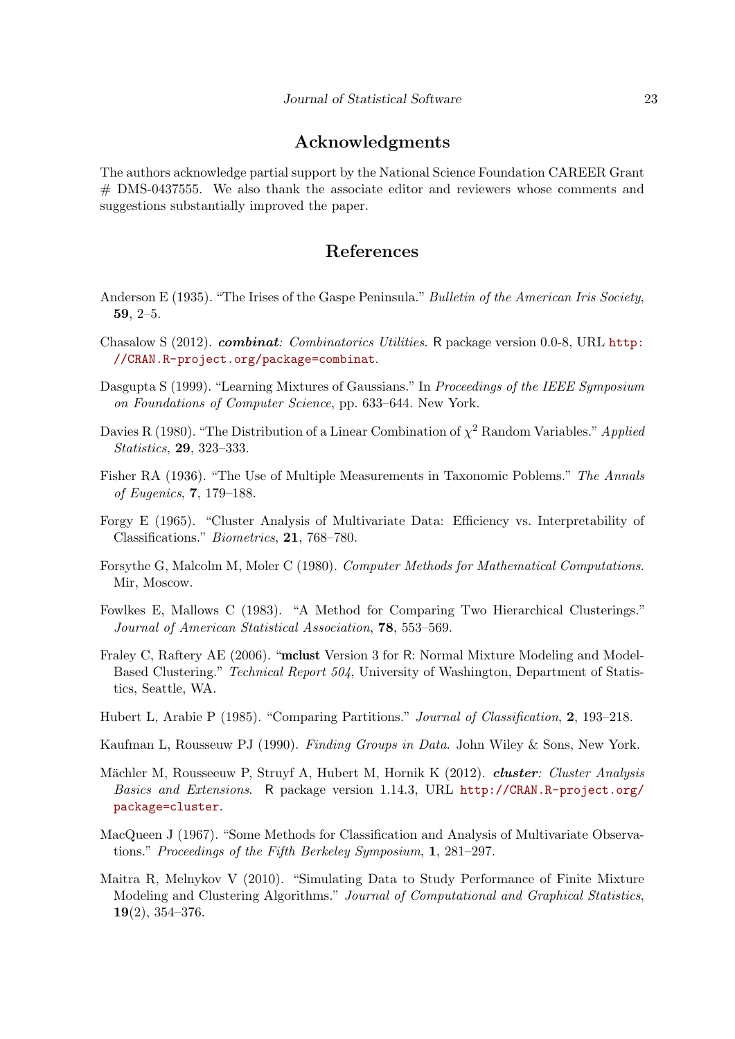## Acknowledgments

The authors acknowledge partial support by the National Science Foundation CAREER Grant # DMS-0437555. We also thank the associate editor and reviewers whose comments and suggestions substantially improved the paper.

## References

Anderson E (1935). "The Irises of the Gaspe Peninsula." *Bulletin of the American Iris Society*, **59**, 2–5.

Chasalow S (2012). ***combinat****: Combinatorics Utilities*. R package version 0.0-8, URL http://CRAN.R-project.org/package=combinat.

Dasgupta S (1999). "Learning Mixtures of Gaussians." In *Proceedings of the IEEE Symposium on Foundations of Computer Science*, pp. 633–644. New York.

Davies R (1980). "The Distribution of a Linear Combination of $\chi^2$ Random Variables." *Applied Statistics*, **29**, 323–333.

Fisher RA (1936). "The Use of Multiple Measurements in Taxonomic Poblems." *The Annals of Eugenics*, **7**, 179–188.

Forgy E (1965). "Cluster Analysis of Multivariate Data: Efficiency vs. Interpretability of Classifications." *Biometrics*, **21**, 768–780.

Forsythe G, Malcolm M, Moler C (1980). *Computer Methods for Mathematical Computations*. Mir, Moscow.

Fowlkes E, Mallows C (1983). "A Method for Comparing Two Hierarchical Clusterings." *Journal of American Statistical Association*, **78**, 553–569.

Fraley C, Raftery AE (2006). "**mclust** Version 3 for R: Normal Mixture Modeling and Model-Based Clustering." *Technical Report 504*, University of Washington, Department of Statistics, Seattle, WA.

Hubert L, Arabie P (1985). "Comparing Partitions." *Journal of Classification*, **2**, 193–218.

Kaufman L, Rousseuw PJ (1990). *Finding Groups in Data*. John Wiley & Sons, New York.

Mächler M, Rousseeuw P, Struyf A, Hubert M, Hornik K (2012). ***cluster****: Cluster Analysis Basics and Extensions*. R package version 1.14.3, URL http://CRAN.R-project.org/package=cluster.

MacQueen J (1967). "Some Methods for Classification and Analysis of Multivariate Observations." *Proceedings of the Fifth Berkeley Symposium*, **1**, 281–297.

Maitra R, Melnykov V (2010). "Simulating Data to Study Performance of Finite Mixture Modeling and Clustering Algorithms." *Journal of Computational and Graphical Statistics*, **19**(2), 354–376.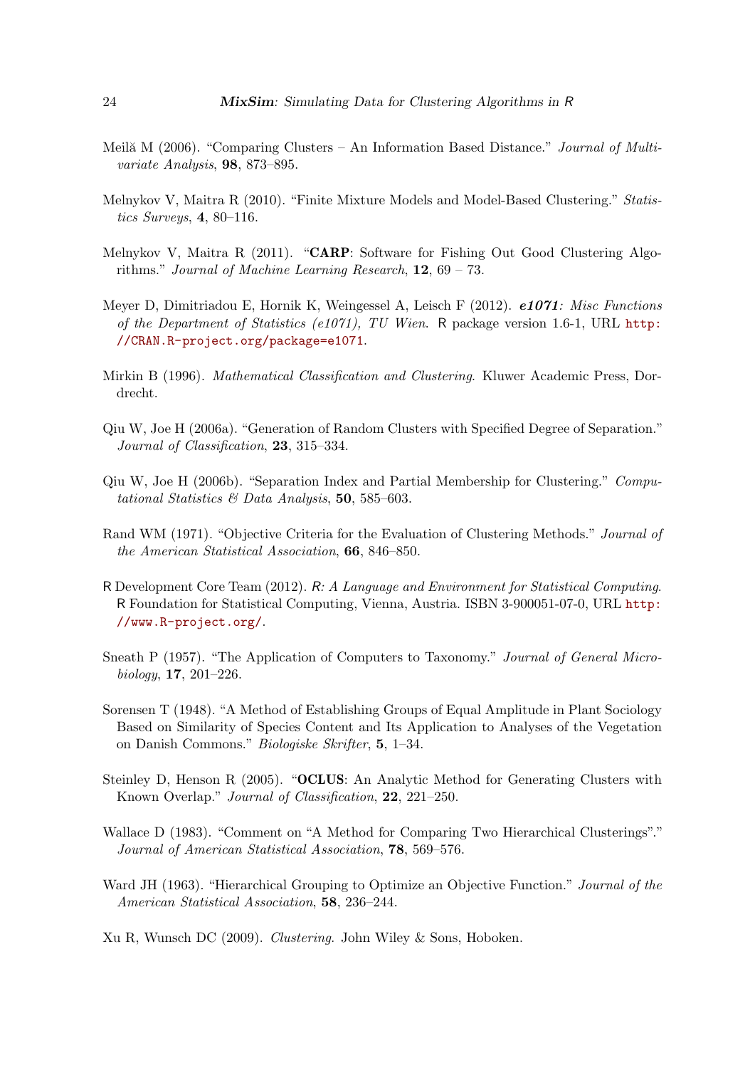Meilă M (2006). "Comparing Clusters – An Information Based Distance." *Journal of Multivariate Analysis*, **98**, 873–895.

Melnykov V, Maitra R (2010). "Finite Mixture Models and Model-Based Clustering." *Statistics Surveys*, **4**, 80–116.

Melnykov V, Maitra R (2011). "**CARP**: Software for Fishing Out Good Clustering Algorithms." *Journal of Machine Learning Research*, **12**, 69 – 73.

Meyer D, Dimitriadou E, Hornik K, Weingessel A, Leisch F (2012). ***e1071**: Misc Functions of the Department of Statistics (e1071), TU Wien*. R package version 1.6-1, URL http://CRAN.R-project.org/package=e1071.

Mirkin B (1996). *Mathematical Classification and Clustering*. Kluwer Academic Press, Dordrecht.

Qiu W, Joe H (2006a). "Generation of Random Clusters with Specified Degree of Separation." *Journal of Classification*, **23**, 315–334.

Qiu W, Joe H (2006b). "Separation Index and Partial Membership for Clustering." *Computational Statistics & Data Analysis*, **50**, 585–603.

Rand WM (1971). "Objective Criteria for the Evaluation of Clustering Methods." *Journal of the American Statistical Association*, **66**, 846–850.

R Development Core Team (2012). *R: A Language and Environment for Statistical Computing*. R Foundation for Statistical Computing, Vienna, Austria. ISBN 3-900051-07-0, URL http://www.R-project.org/.

Sneath P (1957). "The Application of Computers to Taxonomy." *Journal of General Microbiology*, **17**, 201–226.

Sorensen T (1948). "A Method of Establishing Groups of Equal Amplitude in Plant Sociology Based on Similarity of Species Content and Its Application to Analyses of the Vegetation on Danish Commons." *Biologiske Skrifter*, **5**, 1–34.

Steinley D, Henson R (2005). "**OCLUS**: An Analytic Method for Generating Clusters with Known Overlap." *Journal of Classification*, **22**, 221–250.

Wallace D (1983). "Comment on "A Method for Comparing Two Hierarchical Clusterings"." *Journal of American Statistical Association*, **78**, 569–576.

Ward JH (1963). "Hierarchical Grouping to Optimize an Objective Function." *Journal of the American Statistical Association*, **58**, 236–244.

Xu R, Wunsch DC (2009). *Clustering*. John Wiley & Sons, Hoboken.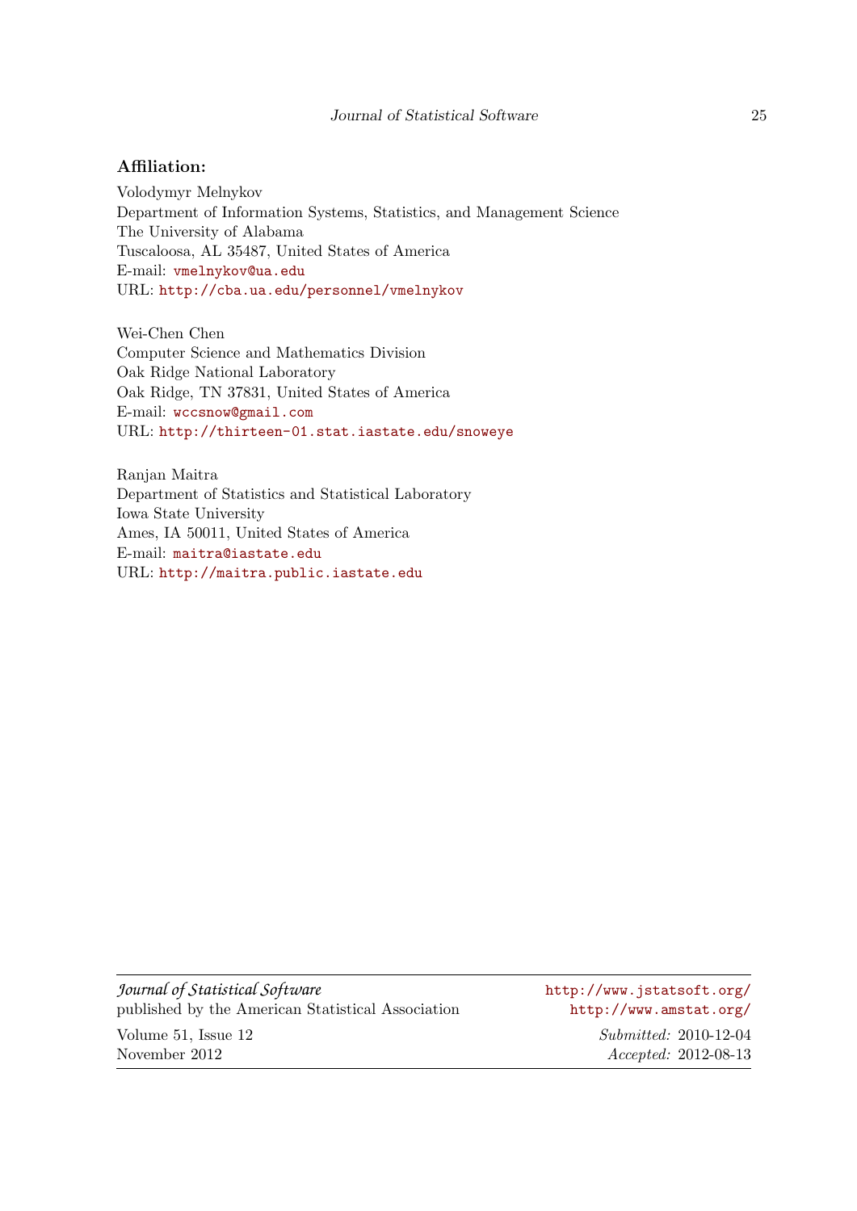**Affiliation:**

Volodymyr Melnykov
Department of Information Systems, Statistics, and Management Science
The University of Alabama
Tuscaloosa, AL 35487, United States of America
E-mail: vmelnykov@ua.edu
URL: http://cba.ua.edu/personnel/vmelnykov

Wei-Chen Chen
Computer Science and Mathematics Division
Oak Ridge National Laboratory
Oak Ridge, TN 37831, United States of America
E-mail: wccsnow@gmail.com
URL: http://thirteen-01.stat.iastate.edu/snoweye

Ranjan Maitra
Department of Statistics and Statistical Laboratory
Iowa State University
Ames, IA 50011, United States of America
E-mail: maitra@iastate.edu
URL: http://maitra.public.iastate.edu

*Journal of Statistical Software* http://www.jstatsoft.org/
published by the American Statistical Association http://www.amstat.org/
Volume 51, Issue 12 *Submitted:* 2010-12-04
November 2012 *Accepted:* 2012-08-13